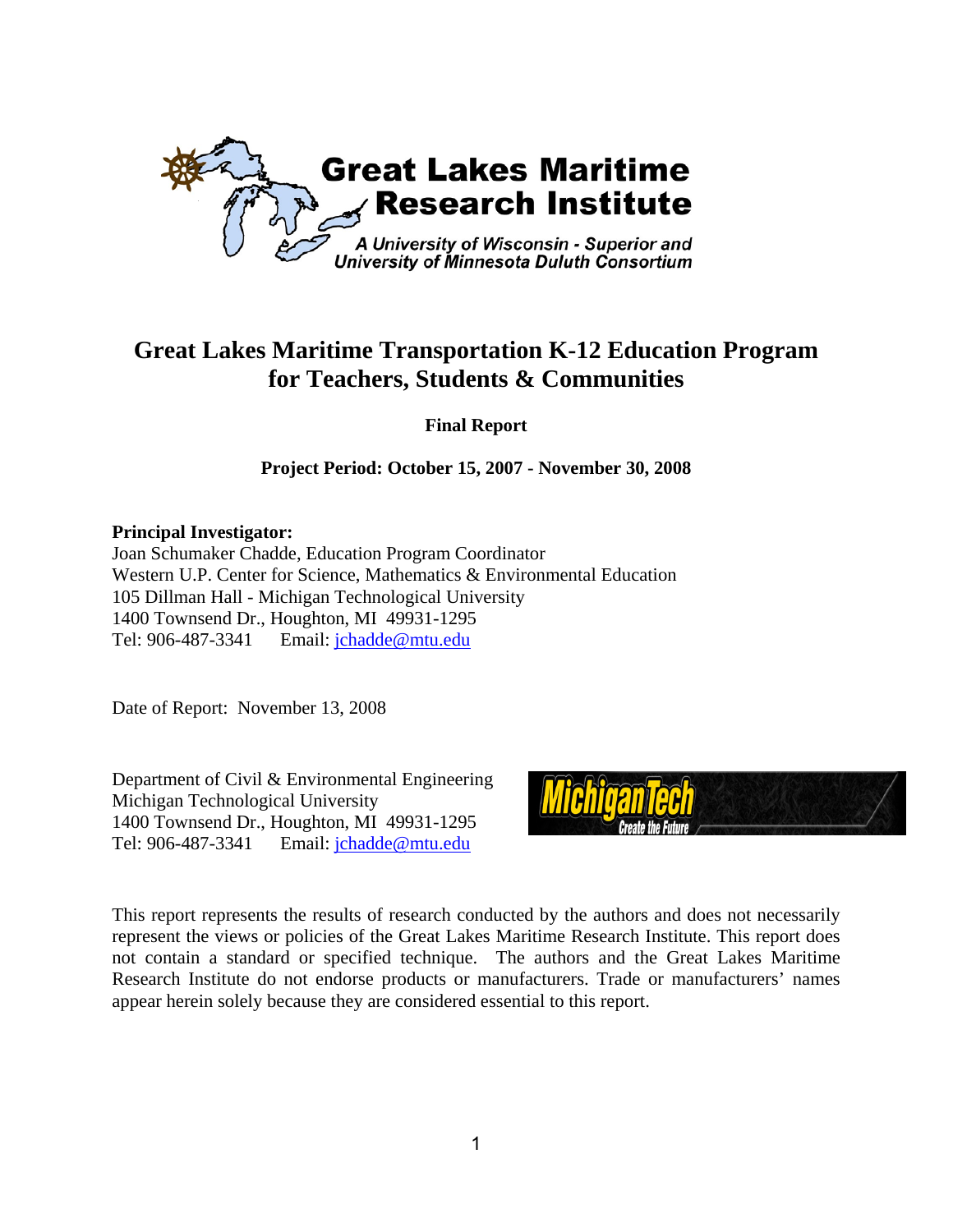Great Lakes Maritime Research Institute

*A University of Wisconsin - Superior and University of Minnesota Duluth Consortium*

# Great Lakes Maritime Transportation K-12 Education Program for Teachers, Students & Communities

**Final Report**

**Project Period: October 15, 2007 - November 30, 2008**

**Principal Investigator:**
Joan Schumaker Chadde, Education Program Coordinator
Western U.P. Center for Science, Mathematics & Environmental Education
105 Dillman Hall - Michigan Technological University
1400 Townsend Dr., Houghton, MI 49931-1295
Tel: 906-487-3341 Email: jchadde@mtu.edu

Date of Report: November 13, 2008

Department of Civil & Environmental Engineering
Michigan Technological University
1400 Townsend Dr., Houghton, MI 49931-1295
Tel: 906-487-3341 Email: jchadde@mtu.edu

Michigan Tech
Create the Future

This report represents the results of research conducted by the authors and does not necessarily represent the views or policies of the Great Lakes Maritime Research Institute. This report does not contain a standard or specified technique. The authors and the Great Lakes Maritime Research Institute do not endorse products or manufacturers. Trade or manufacturers' names appear herein solely because they are considered essential to this report.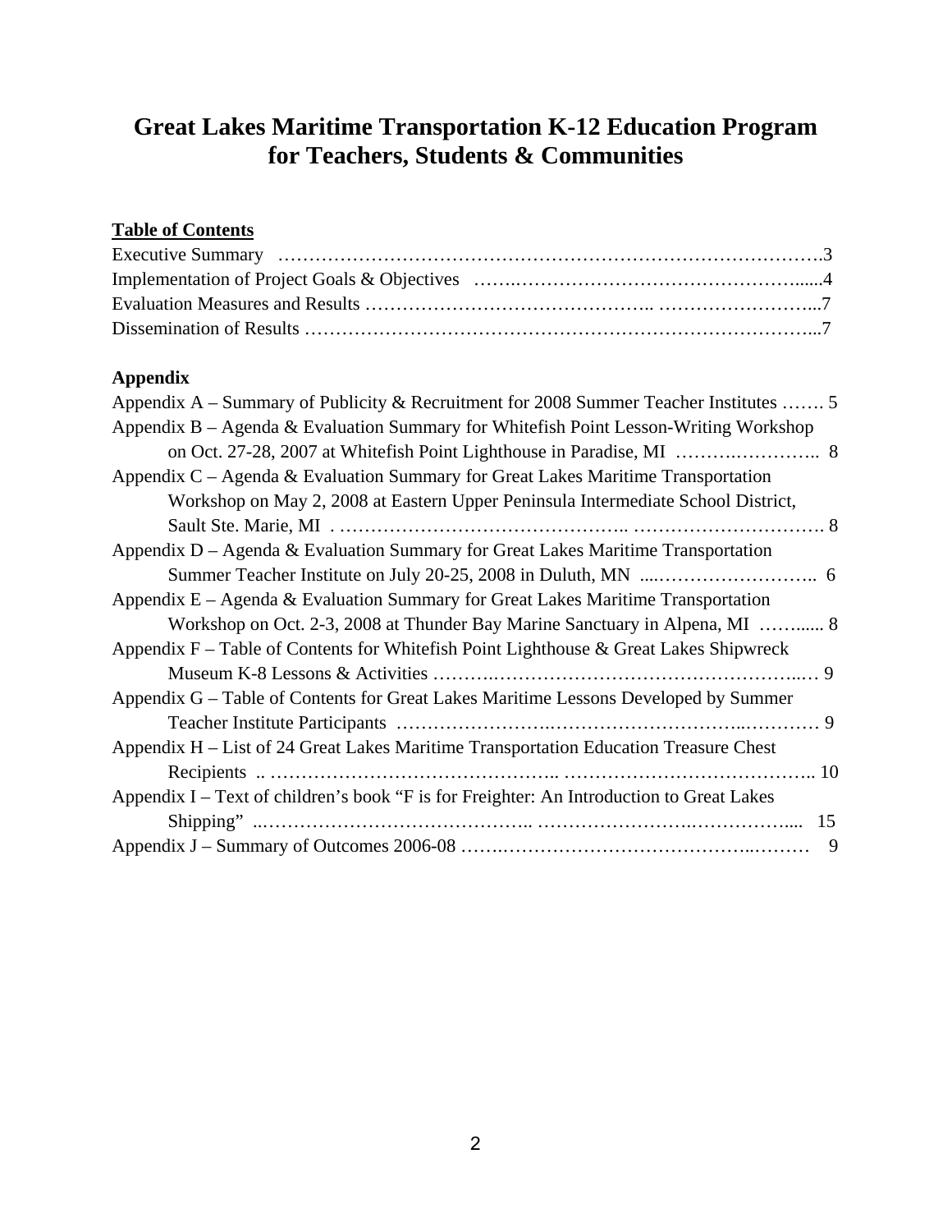# Great Lakes Maritime Transportation K-12 Education Program for Teachers, Students & Communities

**Table of Contents**

Executive Summary ……………………………………………………………………………….3
Implementation of Project Goals & Objectives …….…………………………………………......4
Evaluation Measures and Results …………………………………….. ……………………...7
Dissemination of Results ……………………………………………………………………...7

**Appendix**

Appendix A – Summary of Publicity & Recruitment for 2008 Summer Teacher Institutes ……. 5
Appendix B – Agenda & Evaluation Summary for Whitefish Point Lesson-Writing Workshop on Oct. 27-28, 2007 at Whitefish Point Lighthouse in Paradise, MI ……….………….. 8
Appendix C – Agenda & Evaluation Summary for Great Lakes Maritime Transportation Workshop on May 2, 2008 at Eastern Upper Peninsula Intermediate School District, Sault Ste. Marie, MI . …………………………………….. …………………………. 8
Appendix D – Agenda & Evaluation Summary for Great Lakes Maritime Transportation Summer Teacher Institute on July 20-25, 2008 in Duluth, MN ....…………………….. 6
Appendix E – Agenda & Evaluation Summary for Great Lakes Maritime Transportation Workshop on Oct. 2-3, 2008 at Thunder Bay Marine Sanctuary in Alpena, MI ……...... 8
Appendix F – Table of Contents for Whitefish Point Lighthouse & Great Lakes Shipwreck Museum K-8 Lessons & Activities ……….…………………………………………..… 9
Appendix G – Table of Contents for Great Lakes Maritime Lessons Developed by Summer Teacher Institute Participants …………………….……………………….………… 9
Appendix H – List of 24 Great Lakes Maritime Transportation Education Treasure Chest Recipients .. …………………………………….. ………………………………….. 10
Appendix I – Text of children's book "F is for Freighter: An Introduction to Great Lakes Shipping" ..………………………………….. …………………….……………..... 15
Appendix J – Summary of Outcomes 2006-08 …….…………………………………..……… 9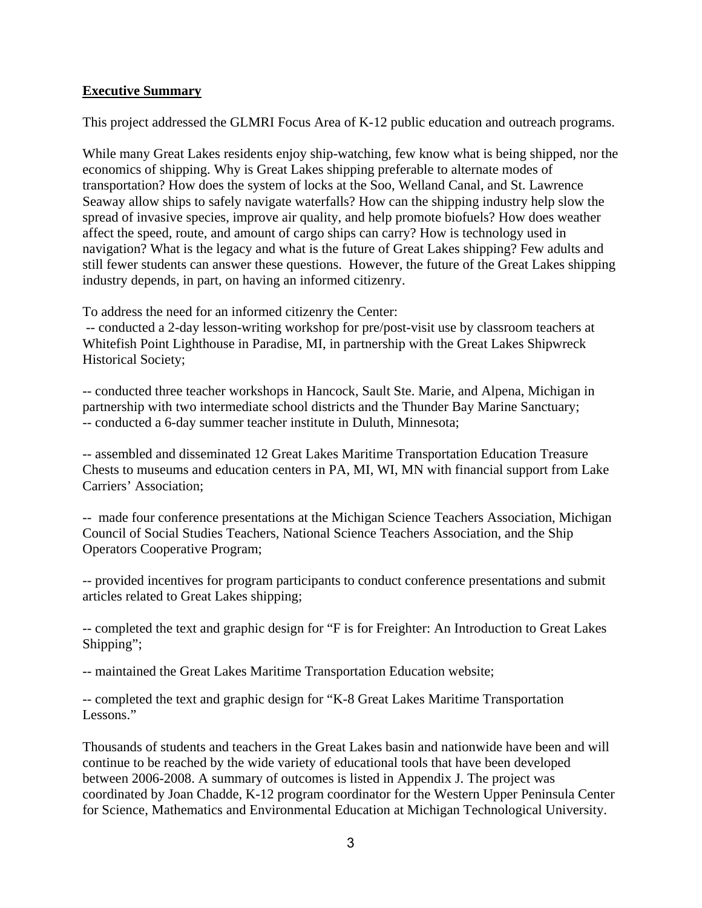**Executive Summary**

This project addressed the GLMRI Focus Area of K-12 public education and outreach programs.

While many Great Lakes residents enjoy ship-watching, few know what is being shipped, nor the economics of shipping. Why is Great Lakes shipping preferable to alternate modes of transportation? How does the system of locks at the Soo, Welland Canal, and St. Lawrence Seaway allow ships to safely navigate waterfalls? How can the shipping industry help slow the spread of invasive species, improve air quality, and help promote biofuels? How does weather affect the speed, route, and amount of cargo ships can carry? How is technology used in navigation? What is the legacy and what is the future of Great Lakes shipping? Few adults and still fewer students can answer these questions. However, the future of the Great Lakes shipping industry depends, in part, on having an informed citizenry.

To address the need for an informed citizenry the Center:

-- conducted a 2-day lesson-writing workshop for pre/post-visit use by classroom teachers at Whitefish Point Lighthouse in Paradise, MI, in partnership with the Great Lakes Shipwreck Historical Society;

-- conducted three teacher workshops in Hancock, Sault Ste. Marie, and Alpena, Michigan in partnership with two intermediate school districts and the Thunder Bay Marine Sanctuary;

-- conducted a 6-day summer teacher institute in Duluth, Minnesota;

-- assembled and disseminated 12 Great Lakes Maritime Transportation Education Treasure Chests to museums and education centers in PA, MI, WI, MN with financial support from Lake Carriers' Association;

-- made four conference presentations at the Michigan Science Teachers Association, Michigan Council of Social Studies Teachers, National Science Teachers Association, and the Ship Operators Cooperative Program;

-- provided incentives for program participants to conduct conference presentations and submit articles related to Great Lakes shipping;

-- completed the text and graphic design for "F is for Freighter: An Introduction to Great Lakes Shipping";

-- maintained the Great Lakes Maritime Transportation Education website;

-- completed the text and graphic design for "K-8 Great Lakes Maritime Transportation Lessons."

Thousands of students and teachers in the Great Lakes basin and nationwide have been and will continue to be reached by the wide variety of educational tools that have been developed between 2006-2008. A summary of outcomes is listed in Appendix J. The project was coordinated by Joan Chadde, K-12 program coordinator for the Western Upper Peninsula Center for Science, Mathematics and Environmental Education at Michigan Technological University.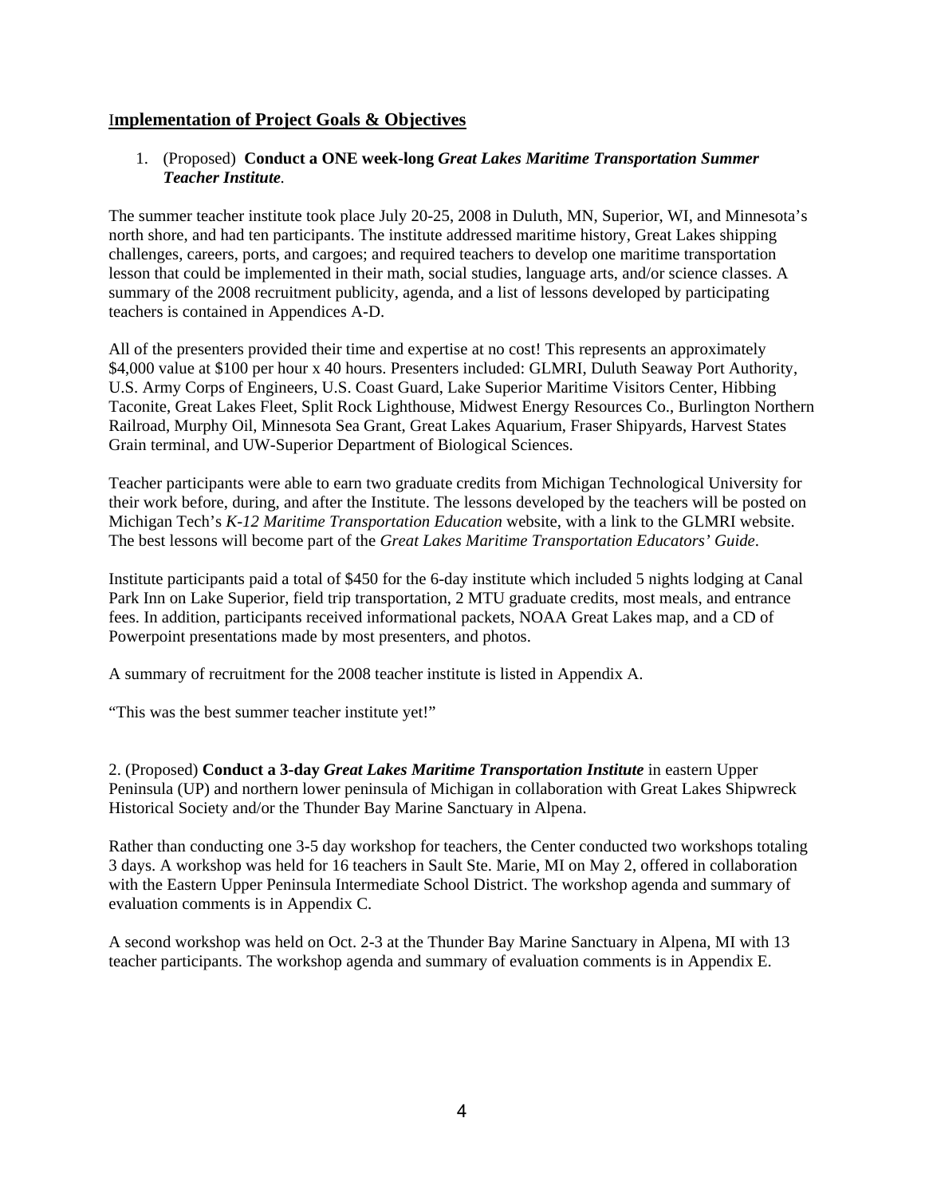## Implementation of Project Goals & Objectives

1. (Proposed) **Conduct a ONE week-long *Great Lakes Maritime Transportation Summer Teacher Institute*.**

The summer teacher institute took place July 20-25, 2008 in Duluth, MN, Superior, WI, and Minnesota's north shore, and had ten participants. The institute addressed maritime history, Great Lakes shipping challenges, careers, ports, and cargoes; and required teachers to develop one maritime transportation lesson that could be implemented in their math, social studies, language arts, and/or science classes. A summary of the 2008 recruitment publicity, agenda, and a list of lessons developed by participating teachers is contained in Appendices A-D.

All of the presenters provided their time and expertise at no cost! This represents an approximately $4,000 value at $100 per hour x 40 hours. Presenters included: GLMRI, Duluth Seaway Port Authority, U.S. Army Corps of Engineers, U.S. Coast Guard, Lake Superior Maritime Visitors Center, Hibbing Taconite, Great Lakes Fleet, Split Rock Lighthouse, Midwest Energy Resources Co., Burlington Northern Railroad, Murphy Oil, Minnesota Sea Grant, Great Lakes Aquarium, Fraser Shipyards, Harvest States Grain terminal, and UW-Superior Department of Biological Sciences.

Teacher participants were able to earn two graduate credits from Michigan Technological University for their work before, during, and after the Institute. The lessons developed by the teachers will be posted on Michigan Tech's *K-12 Maritime Transportation Education* website, with a link to the GLMRI website. The best lessons will become part of the *Great Lakes Maritime Transportation Educators' Guide*.

Institute participants paid a total of $450 for the 6-day institute which included 5 nights lodging at Canal Park Inn on Lake Superior, field trip transportation, 2 MTU graduate credits, most meals, and entrance fees. In addition, participants received informational packets, NOAA Great Lakes map, and a CD of Powerpoint presentations made by most presenters, and photos.

A summary of recruitment for the 2008 teacher institute is listed in Appendix A.

"This was the best summer teacher institute yet!"

2. (Proposed) **Conduct a 3-day *Great Lakes Maritime Transportation Institute*** in eastern Upper Peninsula (UP) and northern lower peninsula of Michigan in collaboration with Great Lakes Shipwreck Historical Society and/or the Thunder Bay Marine Sanctuary in Alpena.

Rather than conducting one 3-5 day workshop for teachers, the Center conducted two workshops totaling 3 days. A workshop was held for 16 teachers in Sault Ste. Marie, MI on May 2, offered in collaboration with the Eastern Upper Peninsula Intermediate School District. The workshop agenda and summary of evaluation comments is in Appendix C.

A second workshop was held on Oct. 2-3 at the Thunder Bay Marine Sanctuary in Alpena, MI with 13 teacher participants. The workshop agenda and summary of evaluation comments is in Appendix E.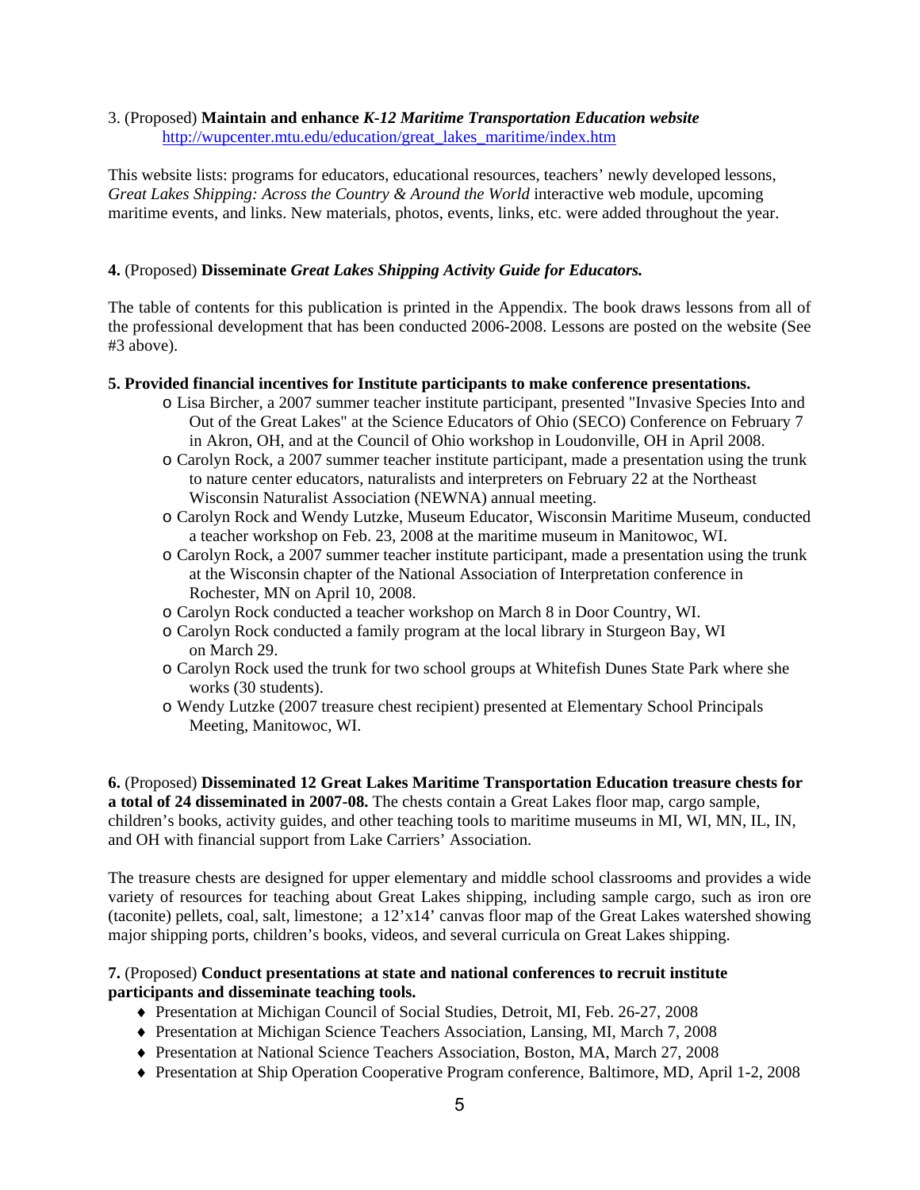3. (Proposed) **Maintain and enhance** ***K-12 Maritime Transportation Education website*** http://wupcenter.mtu.edu/education/great_lakes_maritime/index.htm

This website lists: programs for educators, educational resources, teachers' newly developed lessons, *Great Lakes Shipping: Across the Country & Around the World* interactive web module, upcoming maritime events, and links. New materials, photos, events, links, etc. were added throughout the year.

**4.** (Proposed) **Disseminate** ***Great Lakes Shipping Activity Guide for Educators.***

The table of contents for this publication is printed in the Appendix. The book draws lessons from all of the professional development that has been conducted 2006-2008. Lessons are posted on the website (See #3 above).

**5. Provided financial incentives for Institute participants to make conference presentations.**

- Lisa Bircher, a 2007 summer teacher institute participant, presented "Invasive Species Into and Out of the Great Lakes" at the Science Educators of Ohio (SECO) Conference on February 7 in Akron, OH, and at the Council of Ohio workshop in Loudonville, OH in April 2008.
- Carolyn Rock, a 2007 summer teacher institute participant, made a presentation using the trunk to nature center educators, naturalists and interpreters on February 22 at the Northeast Wisconsin Naturalist Association (NEWNA) annual meeting.
- Carolyn Rock and Wendy Lutzke, Museum Educator, Wisconsin Maritime Museum, conducted a teacher workshop on Feb. 23, 2008 at the maritime museum in Manitowoc, WI.
- Carolyn Rock, a 2007 summer teacher institute participant, made a presentation using the trunk at the Wisconsin chapter of the National Association of Interpretation conference in Rochester, MN on April 10, 2008.
- Carolyn Rock conducted a teacher workshop on March 8 in Door Country, WI.
- Carolyn Rock conducted a family program at the local library in Sturgeon Bay, WI on March 29.
- Carolyn Rock used the trunk for two school groups at Whitefish Dunes State Park where she works (30 students).
- Wendy Lutzke (2007 treasure chest recipient) presented at Elementary School Principals Meeting, Manitowoc, WI.

**6.** (Proposed) **Disseminated 12 Great Lakes Maritime Transportation Education treasure chests for a total of 24 disseminated in 2007-08.** The chests contain a Great Lakes floor map, cargo sample, children's books, activity guides, and other teaching tools to maritime museums in MI, WI, MN, IL, IN, and OH with financial support from Lake Carriers' Association.

The treasure chests are designed for upper elementary and middle school classrooms and provides a wide variety of resources for teaching about Great Lakes shipping, including sample cargo, such as iron ore (taconite) pellets, coal, salt, limestone; a 12'x14' canvas floor map of the Great Lakes watershed showing major shipping ports, children's books, videos, and several curricula on Great Lakes shipping.

**7.** (Proposed) **Conduct presentations at state and national conferences to recruit institute participants and disseminate teaching tools.**

- Presentation at Michigan Council of Social Studies, Detroit, MI, Feb. 26-27, 2008
- Presentation at Michigan Science Teachers Association, Lansing, MI, March 7, 2008
- Presentation at National Science Teachers Association, Boston, MA, March 27, 2008
- Presentation at Ship Operation Cooperative Program conference, Baltimore, MD, April 1-2, 2008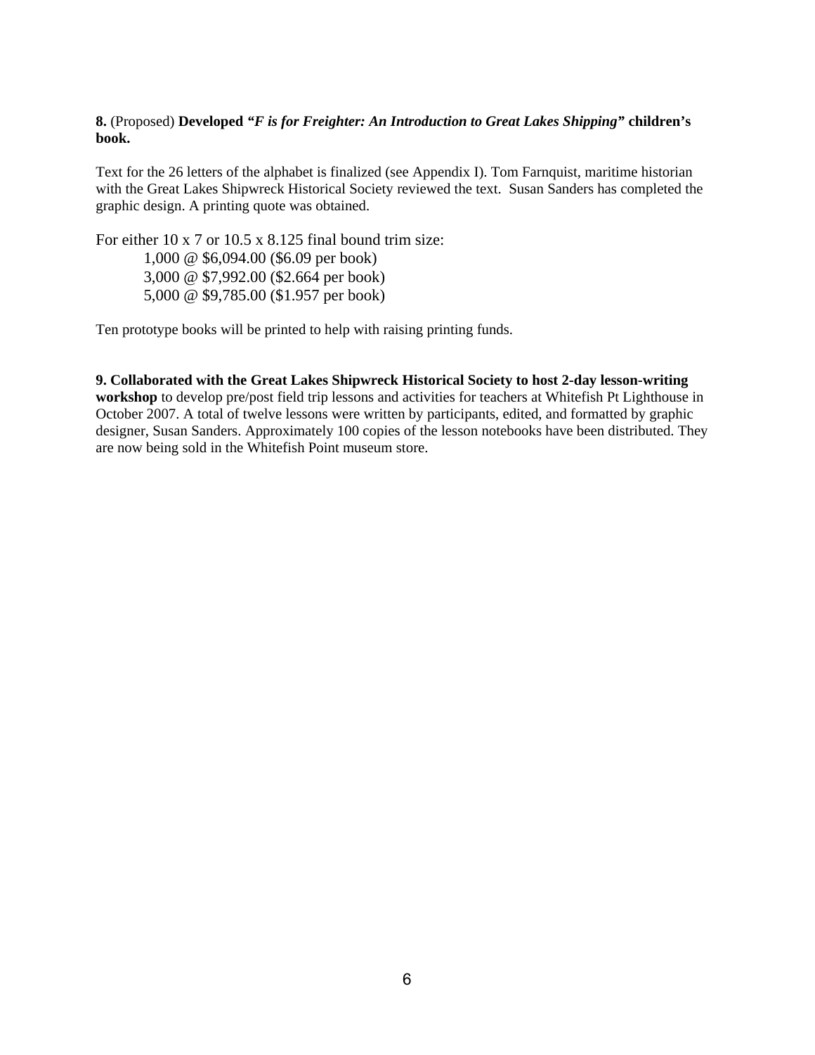**8.** (Proposed) **Developed *"F is for Freighter: An Introduction to Great Lakes Shipping"* children's book.**

Text for the 26 letters of the alphabet is finalized (see Appendix I). Tom Farnquist, maritime historian with the Great Lakes Shipwreck Historical Society reviewed the text. Susan Sanders has completed the graphic design. A printing quote was obtained.

For either 10 x 7 or 10.5 x 8.125 final bound trim size:

- 1,000 @ $6,094.00 ($6.09 per book)
- 3,000 @ $7,992.00 ($2.664 per book)
- 5,000 @ $9,785.00 ($1.957 per book)

Ten prototype books will be printed to help with raising printing funds.

**9. Collaborated with the Great Lakes Shipwreck Historical Society to host 2-day lesson-writing workshop** to develop pre/post field trip lessons and activities for teachers at Whitefish Pt Lighthouse in October 2007. A total of twelve lessons were written by participants, edited, and formatted by graphic designer, Susan Sanders. Approximately 100 copies of the lesson notebooks have been distributed. They are now being sold in the Whitefish Point museum store.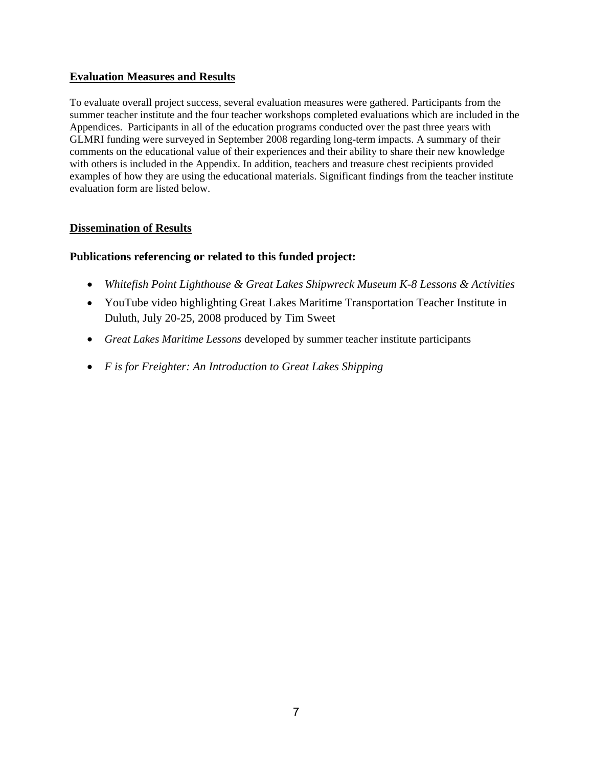## Evaluation Measures and Results

To evaluate overall project success, several evaluation measures were gathered. Participants from the summer teacher institute and the four teacher workshops completed evaluations which are included in the Appendices. Participants in all of the education programs conducted over the past three years with GLMRI funding were surveyed in September 2008 regarding long-term impacts. A summary of their comments on the educational value of their experiences and their ability to share their new knowledge with others is included in the Appendix. In addition, teachers and treasure chest recipients provided examples of how they are using the educational materials. Significant findings from the teacher institute evaluation form are listed below.

## Dissemination of Results

### Publications referencing or related to this funded project:

- *Whitefish Point Lighthouse & Great Lakes Shipwreck Museum K-8 Lessons & Activities*
- YouTube video highlighting Great Lakes Maritime Transportation Teacher Institute in Duluth, July 20-25, 2008 produced by Tim Sweet
- *Great Lakes Maritime Lessons* developed by summer teacher institute participants
- *F is for Freighter: An Introduction to Great Lakes Shipping*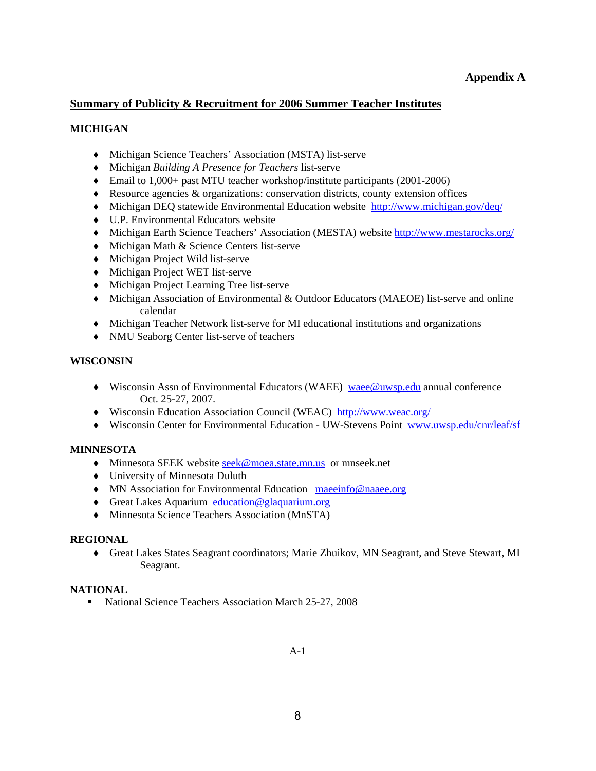**Appendix A**

## Summary of Publicity & Recruitment for 2006 Summer Teacher Institutes

### MICHIGAN

- Michigan Science Teachers' Association (MSTA) list-serve
- Michigan *Building A Presence for Teachers* list-serve
- Email to 1,000+ past MTU teacher workshop/institute participants (2001-2006)
- Resource agencies & organizations: conservation districts, county extension offices
- Michigan DEQ statewide Environmental Education website http://www.michigan.gov/deq/
- U.P. Environmental Educators website
- Michigan Earth Science Teachers' Association (MESTA) website http://www.mestarocks.org/
- Michigan Math & Science Centers list-serve
- Michigan Project Wild list-serve
- Michigan Project WET list-serve
- Michigan Project Learning Tree list-serve
- Michigan Association of Environmental & Outdoor Educators (MAEOE) list-serve and online calendar
- Michigan Teacher Network list-serve for MI educational institutions and organizations
- NMU Seaborg Center list-serve of teachers

### WISCONSIN

- Wisconsin Assn of Environmental Educators (WAEE) waee@uwsp.edu annual conference Oct. 25-27, 2007.
- Wisconsin Education Association Council (WEAC) http://www.weac.org/
- Wisconsin Center for Environmental Education - UW-Stevens Point www.uwsp.edu/cnr/leaf/sf

### MINNESOTA

- Minnesota SEEK website seek@moea.state.mn.us or mnseek.net
- University of Minnesota Duluth
- MN Association for Environmental Education maeeinfo@naaee.org
- Great Lakes Aquarium education@glaquarium.org
- Minnesota Science Teachers Association (MnSTA)

### REGIONAL

- Great Lakes States Seagrant coordinators; Marie Zhuikov, MN Seagrant, and Steve Stewart, MI Seagrant.

### NATIONAL

- National Science Teachers Association March 25-27, 2008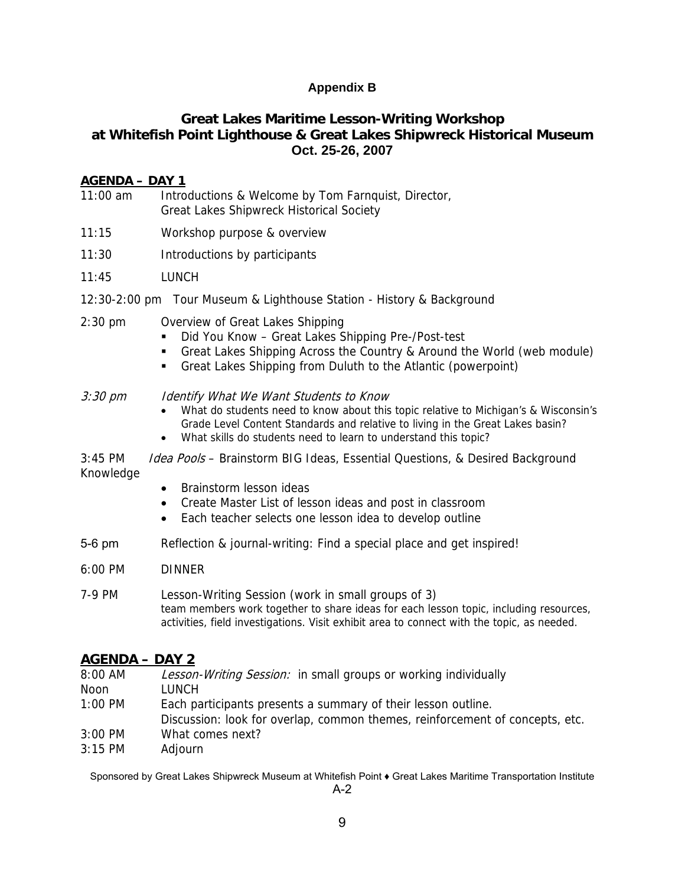**Appendix B**

## Great Lakes Maritime Lesson-Writing Workshop at Whitefish Point Lighthouse & Great Lakes Shipwreck Historical Museum

**Oct. 25-26, 2007**

### AGENDA – DAY 1

11:00 am Introductions & Welcome by Tom Farnquist, Director, Great Lakes Shipwreck Historical Society

11:15 Workshop purpose & overview

11:30 Introductions by participants

11:45 LUNCH

12:30-2:00 pm Tour Museum & Lighthouse Station - History & Background

2:30 pm Overview of Great Lakes Shipping

- Did You Know – Great Lakes Shipping Pre-/Post-test
- Great Lakes Shipping Across the Country & Around the World (web module)
- Great Lakes Shipping from Duluth to the Atlantic (powerpoint)

*3:30 pm* *Identify What We Want Students to Know*

- What do students need to know about this topic relative to Michigan's & Wisconsin's Grade Level Content Standards and relative to living in the Great Lakes basin?
- What skills do students need to learn to understand this topic?

3:45 PM *Idea Pools* – Brainstorm BIG Ideas, Essential Questions, & Desired Background Knowledge

- Brainstorm lesson ideas
- Create Master List of lesson ideas and post in classroom
- Each teacher selects one lesson idea to develop outline

5-6 pm Reflection & journal-writing: Find a special place and get inspired!

6:00 PM DINNER

7-9 PM Lesson-Writing Session (work in small groups of 3) team members work together to share ideas for each lesson topic, including resources, activities, field investigations. Visit exhibit area to connect with the topic, as needed.

### AGENDA – DAY 2

8:00 AM *Lesson-Writing Session:* in small groups or working individually

Noon LUNCH

1:00 PM Each participants presents a summary of their lesson outline. Discussion: look for overlap, common themes, reinforcement of concepts, etc.

3:00 PM What comes next?

3:15 PM Adjourn

Sponsored by Great Lakes Shipwreck Museum at Whitefish Point ♦ Great Lakes Maritime Transportation Institute

A-2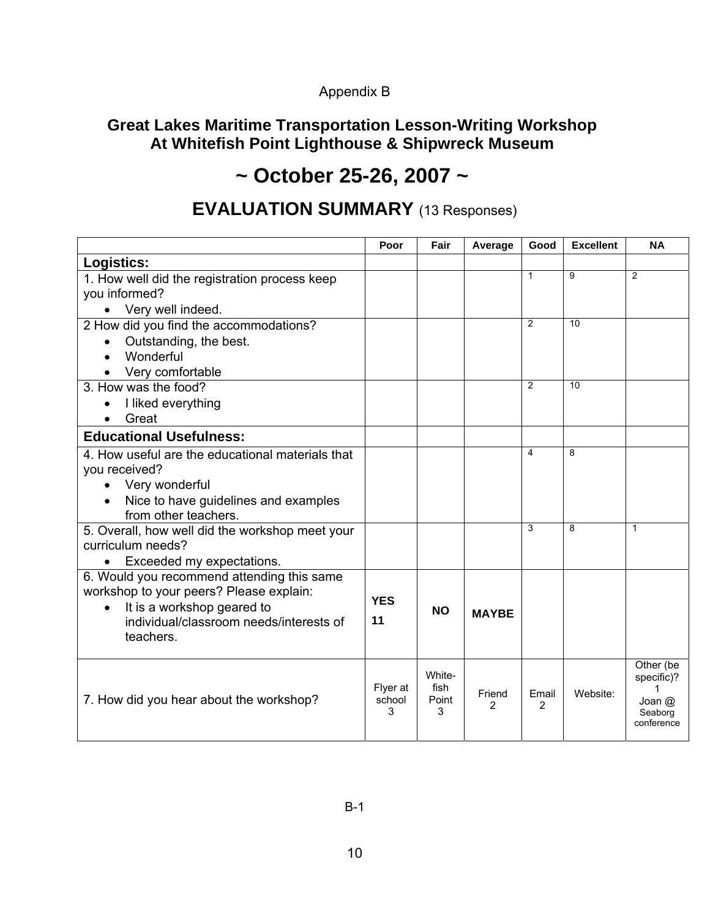Appendix B

# Great Lakes Maritime Transportation Lesson-Writing Workshop At Whitefish Point Lighthouse & Shipwreck Museum

# ~ October 25-26, 2007 ~

## EVALUATION SUMMARY (13 Responses)

| | Poor | Fair | Average | Good | Excellent | NA |
|---|---|---|---|---|---|---|
| **Logistics:** | | | | | | |
| 1. How well did the registration process keep you informed?<br>• Very well indeed. | | | | 1 | 9 | 2 |
| 2 How did you find the accommodations?<br>• Outstanding, the best.<br>• Wonderful<br>• Very comfortable | | | | 2 | 10 | |
| 3. How was the food?<br>• I liked everything<br>• Great | | | | 2 | 10 | |
| **Educational Usefulness:** | | | | | | |
| 4. How useful are the educational materials that you received?<br>• Very wonderful<br>• Nice to have guidelines and examples from other teachers. | | | | 4 | 8 | |
| 5. Overall, how well did the workshop meet your curriculum needs?<br>• Exceeded my expectations. | | | | 3 | 8 | 1 |
| 6. Would you recommend attending this same workshop to your peers? Please explain:<br>• It is a workshop geared to individual/classroom needs/interests of teachers. | **YES 11** | **NO** | **MAYBE** | | | |
| 7. How did you hear about the workshop? | Flyer at school 3 | White-fish Point 3 | Friend 2 | Email 2 | Website: | Other (be specific)? 1 Joan @ Seaborg conference |

B-1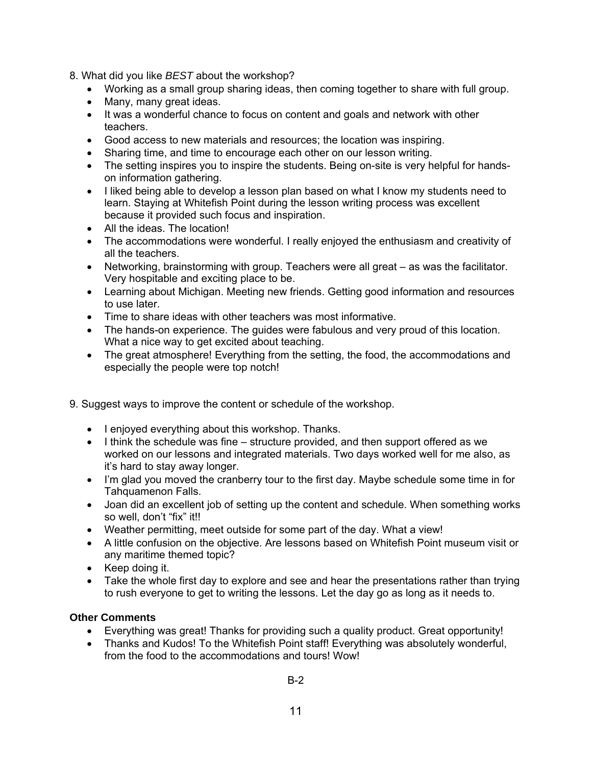8. What did you like *BEST* about the workshop?

- Working as a small group sharing ideas, then coming together to share with full group.
- Many, many great ideas.
- It was a wonderful chance to focus on content and goals and network with other teachers.
- Good access to new materials and resources; the location was inspiring.
- Sharing time, and time to encourage each other on our lesson writing.
- The setting inspires you to inspire the students. Being on-site is very helpful for hands-on information gathering.
- I liked being able to develop a lesson plan based on what I know my students need to learn. Staying at Whitefish Point during the lesson writing process was excellent because it provided such focus and inspiration.
- All the ideas. The location!
- The accommodations were wonderful. I really enjoyed the enthusiasm and creativity of all the teachers.
- Networking, brainstorming with group. Teachers were all great – as was the facilitator. Very hospitable and exciting place to be.
- Learning about Michigan. Meeting new friends. Getting good information and resources to use later.
- Time to share ideas with other teachers was most informative.
- The hands-on experience. The guides were fabulous and very proud of this location. What a nice way to get excited about teaching.
- The great atmosphere! Everything from the setting, the food, the accommodations and especially the people were top notch!

9. Suggest ways to improve the content or schedule of the workshop.

- I enjoyed everything about this workshop. Thanks.
- I think the schedule was fine – structure provided, and then support offered as we worked on our lessons and integrated materials. Two days worked well for me also, as it's hard to stay away longer.
- I'm glad you moved the cranberry tour to the first day. Maybe schedule some time in for Tahquamenon Falls.
- Joan did an excellent job of setting up the content and schedule. When something works so well, don't "fix" it!!
- Weather permitting, meet outside for some part of the day. What a view!
- A little confusion on the objective. Are lessons based on Whitefish Point museum visit or any maritime themed topic?
- Keep doing it.
- Take the whole first day to explore and see and hear the presentations rather than trying to rush everyone to get to writing the lessons. Let the day go as long as it needs to.

**Other Comments**

- Everything was great! Thanks for providing such a quality product. Great opportunity!
- Thanks and Kudos! To the Whitefish Point staff! Everything was absolutely wonderful, from the food to the accommodations and tours! Wow!

B-2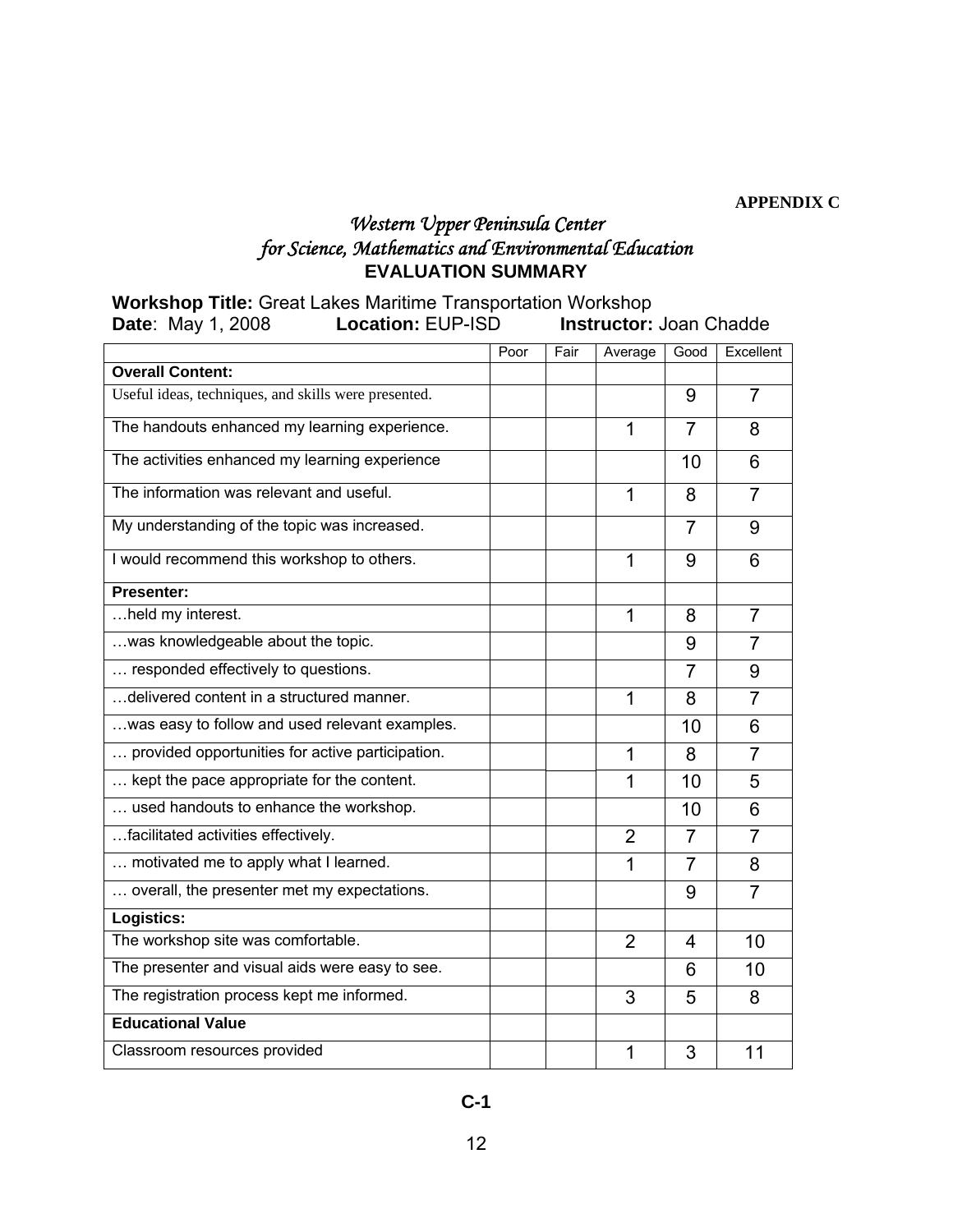**APPENDIX C**

# *Western Upper Peninsula Center for Science, Mathematics and Environmental Education*

## EVALUATION SUMMARY

**Workshop Title:** Great Lakes Maritime Transportation Workshop
**Date**: May 1, 2008 **Location:** EUP-ISD **Instructor:** Joan Chadde

| | Poor | Fair | Average | Good | Excellent |
|---|---|---|---|---|---|
| **Overall Content:** | | | | | |
| Useful ideas, techniques, and skills were presented. | | | | 9 | 7 |
| The handouts enhanced my learning experience. | | | 1 | 7 | 8 |
| The activities enhanced my learning experience | | | | 10 | 6 |
| The information was relevant and useful. | | | 1 | 8 | 7 |
| My understanding of the topic was increased. | | | | 7 | 9 |
| I would recommend this workshop to others. | | | 1 | 9 | 6 |
| **Presenter:** | | | | | |
| …held my interest. | | | 1 | 8 | 7 |
| …was knowledgeable about the topic. | | | | 9 | 7 |
| … responded effectively to questions. | | | | 7 | 9 |
| …delivered content in a structured manner. | | | 1 | 8 | 7 |
| …was easy to follow and used relevant examples. | | | | 10 | 6 |
| … provided opportunities for active participation. | | | 1 | 8 | 7 |
| … kept the pace appropriate for the content. | | | 1 | 10 | 5 |
| … used handouts to enhance the workshop. | | | | 10 | 6 |
| …facilitated activities effectively. | | | 2 | 7 | 7 |
| … motivated me to apply what I learned. | | | 1 | 7 | 8 |
| … overall, the presenter met my expectations. | | | | 9 | 7 |
| **Logistics:** | | | | | |
| The workshop site was comfortable. | | | 2 | 4 | 10 |
| The presenter and visual aids were easy to see. | | | | 6 | 10 |
| The registration process kept me informed. | | | 3 | 5 | 8 |
| **Educational Value** | | | | | |
| Classroom resources provided | | | 1 | 3 | 11 |

C-1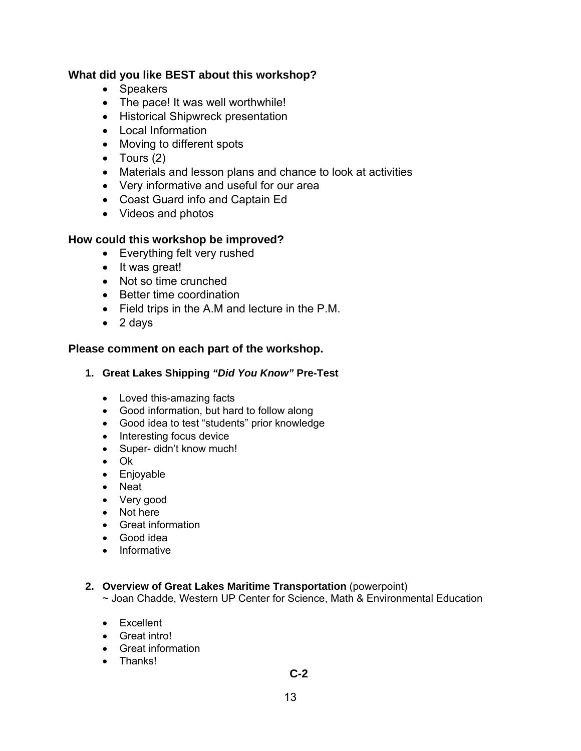### What did you like BEST about this workshop?

- Speakers
- The pace! It was well worthwhile!
- Historical Shipwreck presentation
- Local Information
- Moving to different spots
- Tours (2)
- Materials and lesson plans and chance to look at activities
- Very informative and useful for our area
- Coast Guard info and Captain Ed
- Videos and photos

### How could this workshop be improved?

- Everything felt very rushed
- It was great!
- Not so time crunched
- Better time coordination
- Field trips in the A.M and lecture in the P.M.
- 2 days

### Please comment on each part of the workshop.

1. **Great Lakes Shipping *"Did You Know"* Pre-Test**

    - Loved this-amazing facts
    - Good information, but hard to follow along
    - Good idea to test "students" prior knowledge
    - Interesting focus device
    - Super- didn't know much!
    - Ok
    - Enjoyable
    - Neat
    - Very good
    - Not here
    - Great information
    - Good idea
    - Informative

2. **Overview of Great Lakes Maritime Transportation** (powerpoint)
    ~ Joan Chadde, Western UP Center for Science, Math & Environmental Education

    - Excellent
    - Great intro!
    - Great information
    - Thanks!

**C-2**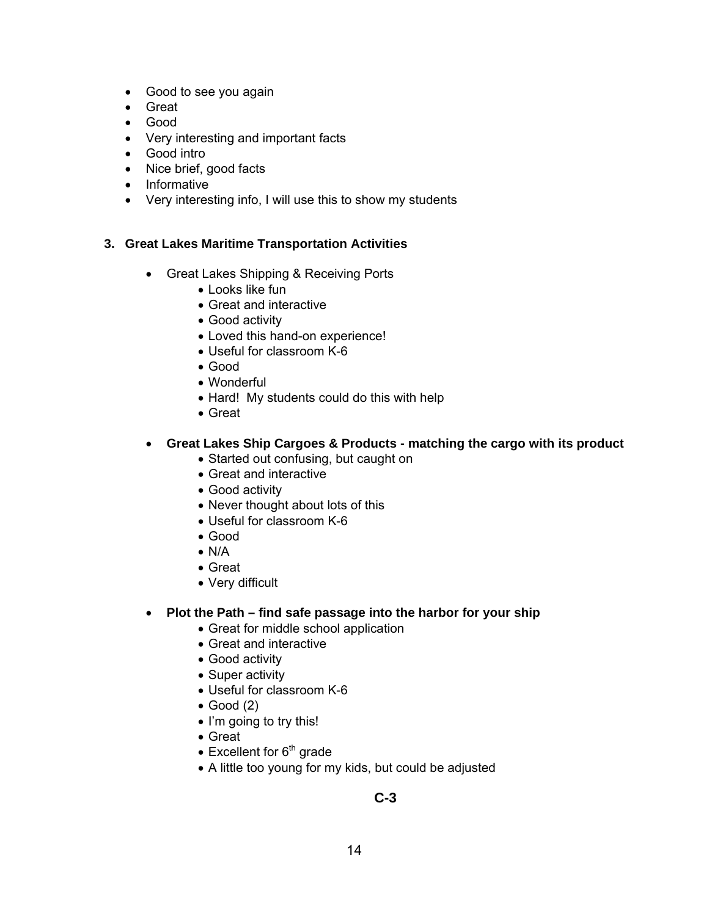- Good to see you again
- Great
- Good
- Very interesting and important facts
- Good intro
- Nice brief, good facts
- Informative
- Very interesting info, I will use this to show my students

**3. Great Lakes Maritime Transportation Activities**

- Great Lakes Shipping & Receiving Ports
  - Looks like fun
  - Great and interactive
  - Good activity
  - Loved this hand-on experience!
  - Useful for classroom K-6
  - Good
  - Wonderful
  - Hard! My students could do this with help
  - Great

- **Great Lakes Ship Cargoes & Products - matching the cargo with its product**
  - Started out confusing, but caught on
  - Great and interactive
  - Good activity
  - Never thought about lots of this
  - Useful for classroom K-6
  - Good
  - N/A
  - Great
  - Very difficult

- **Plot the Path – find safe passage into the harbor for your ship**
  - Great for middle school application
  - Great and interactive
  - Good activity
  - Super activity
  - Useful for classroom K-6
  - Good (2)
  - I'm going to try this!
  - Great
  - Excellent for 6th grade
  - A little too young for my kids, but could be adjusted

**C-3**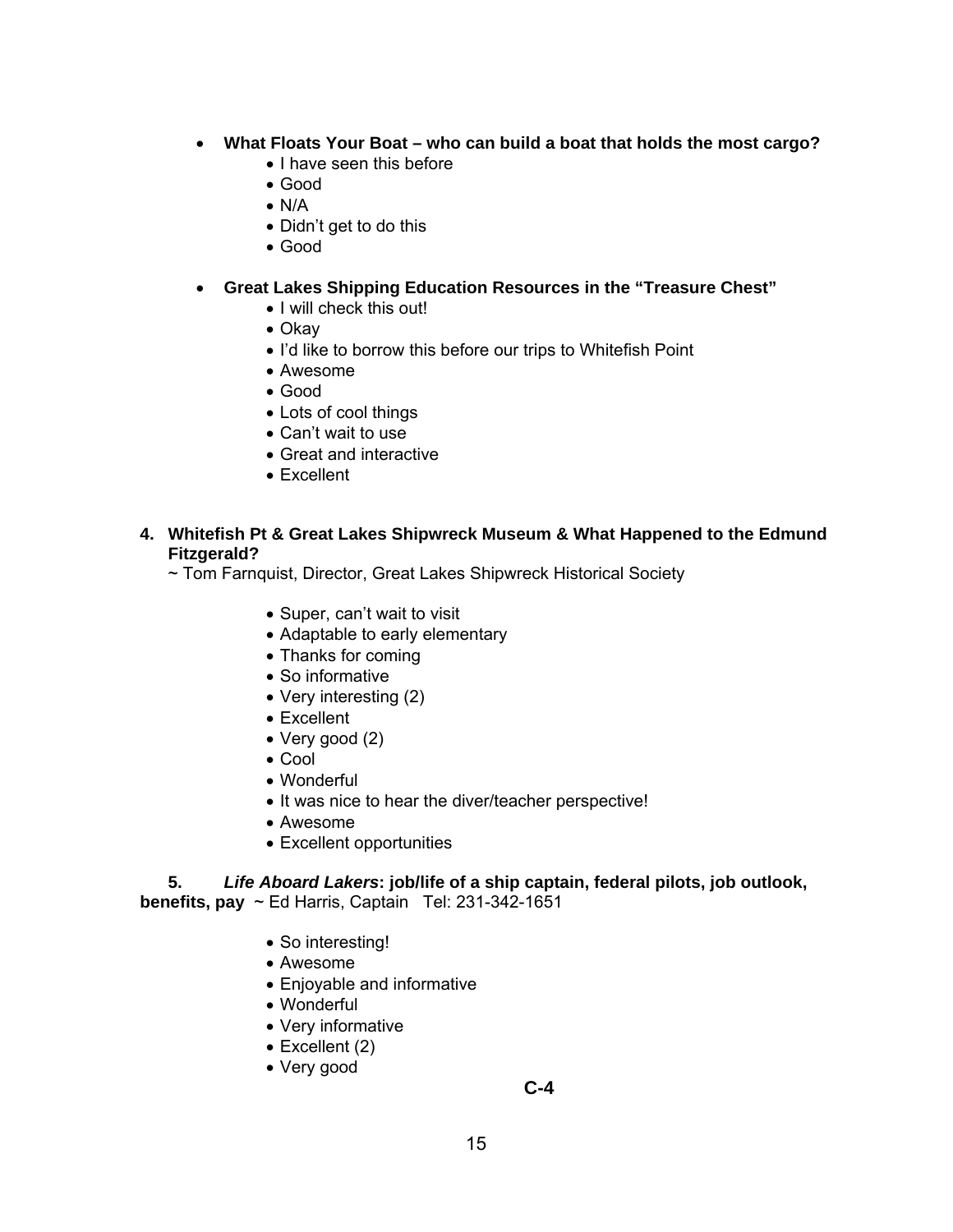- **What Floats Your Boat – who can build a boat that holds the most cargo?**
    - I have seen this before
    - Good
    - N/A
    - Didn't get to do this
    - Good

- **Great Lakes Shipping Education Resources in the "Treasure Chest"**
    - I will check this out!
    - Okay
    - I'd like to borrow this before our trips to Whitefish Point
    - Awesome
    - Good
    - Lots of cool things
    - Can't wait to use
    - Great and interactive
    - Excellent

**4. Whitefish Pt & Great Lakes Shipwreck Museum & What Happened to the Edmund Fitzgerald?**

~ Tom Farnquist, Director, Great Lakes Shipwreck Historical Society

- Super, can't wait to visit
- Adaptable to early elementary
- Thanks for coming
- So informative
- Very interesting (2)
- Excellent
- Very good (2)
- Cool
- Wonderful
- It was nice to hear the diver/teacher perspective!
- Awesome
- Excellent opportunities

**5.** ***Life Aboard Lakers*****: job/life of a ship captain, federal pilots, job outlook, benefits, pay** ~ Ed Harris, Captain Tel: 231-342-1651

- So interesting!
- Awesome
- Enjoyable and informative
- Wonderful
- Very informative
- Excellent (2)
- Very good

**C-4**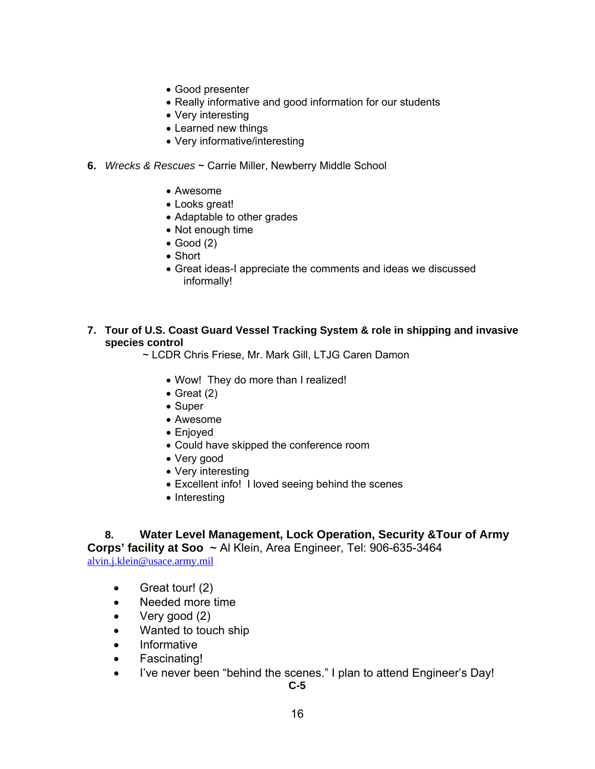- Good presenter
- Really informative and good information for our students
- Very interesting
- Learned new things
- Very informative/interesting

6. *Wrecks & Rescues* ~ Carrie Miller, Newberry Middle School

- Awesome
- Looks great!
- Adaptable to other grades
- Not enough time
- Good (2)
- Short
- Great ideas-I appreciate the comments and ideas we discussed informally!

7. **Tour of U.S. Coast Guard Vessel Tracking System & role in shipping and invasive species control**
   ~ LCDR Chris Friese, Mr. Mark Gill, LTJG Caren Damon

- Wow! They do more than I realized!
- Great (2)
- Super
- Awesome
- Enjoyed
- Could have skipped the conference room
- Very good
- Very interesting
- Excellent info! I loved seeing behind the scenes
- Interesting

8. **Water Level Management, Lock Operation, Security &Tour of Army Corps' facility at Soo** ~ Al Klein, Area Engineer, Tel: 906-635-3464 alvin.j.klein@usace.army.mil

- Great tour! (2)
- Needed more time
- Very good (2)
- Wanted to touch ship
- Informative
- Fascinating!
- I've never been "behind the scenes." I plan to attend Engineer's Day!

C-5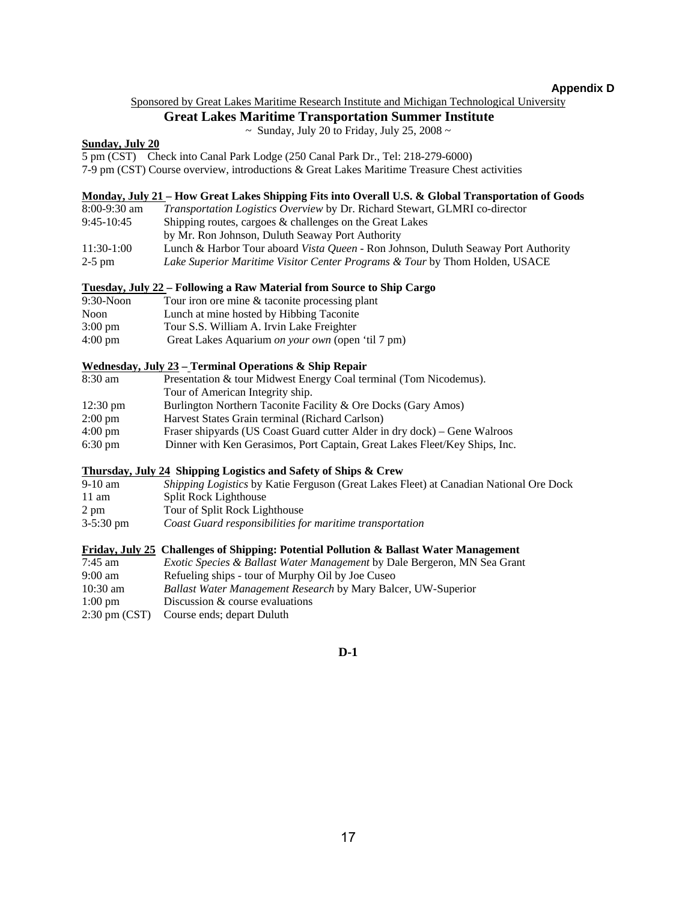**Appendix D**

Sponsored by Great Lakes Maritime Research Institute and Michigan Technological University

## Great Lakes Maritime Transportation Summer Institute

~ Sunday, July 20 to Friday, July 25, 2008 ~

**Sunday, July 20**

5 pm (CST) Check into Canal Park Lodge (250 Canal Park Dr., Tel: 218-279-6000)

7-9 pm (CST) Course overview, introductions & Great Lakes Maritime Treasure Chest activities

**Monday, July 21 – How Great Lakes Shipping Fits into Overall U.S. & Global Transportation of Goods**

| | |
|---|---|
| 8:00-9:30 am | *Transportation Logistics Overview* by Dr. Richard Stewart, GLMRI co-director |
| 9:45-10:45 | Shipping routes, cargoes & challenges on the Great Lakes by Mr. Ron Johnson, Duluth Seaway Port Authority |
| 11:30-1:00 | Lunch & Harbor Tour aboard *Vista Queen* - Ron Johnson, Duluth Seaway Port Authority |
| 2-5 pm | *Lake Superior Maritime Visitor Center Programs & Tour* by Thom Holden, USACE |

**Tuesday, July 22 – Following a Raw Material from Source to Ship Cargo**

| | |
|---|---|
| 9:30-Noon | Tour iron ore mine & taconite processing plant |
| Noon | Lunch at mine hosted by Hibbing Taconite |
| 3:00 pm | Tour S.S. William A. Irvin Lake Freighter |
| 4:00 pm | Great Lakes Aquarium *on your own* (open 'til 7 pm) |

**Wednesday, July 23 – Terminal Operations & Ship Repair**

| | |
|---|---|
| 8:30 am | Presentation & tour Midwest Energy Coal terminal (Tom Nicodemus). Tour of American Integrity ship. |
| 12:30 pm | Burlington Northern Taconite Facility & Ore Docks (Gary Amos) |
| 2:00 pm | Harvest States Grain terminal (Richard Carlson) |
| 4:00 pm | Fraser shipyards (US Coast Guard cutter Alder in dry dock) – Gene Walroos |
| 6:30 pm | Dinner with Ken Gerasimos, Port Captain, Great Lakes Fleet/Key Ships, Inc. |

**Thursday, July 24 Shipping Logistics and Safety of Ships & Crew**

| | |
|---|---|
| 9-10 am | *Shipping Logistics* by Katie Ferguson (Great Lakes Fleet) at Canadian National Ore Dock |
| 11 am | Split Rock Lighthouse |
| 2 pm | Tour of Split Rock Lighthouse |
| 3-5:30 pm | *Coast Guard responsibilities for maritime transportation* |

**Friday, July 25 Challenges of Shipping: Potential Pollution & Ballast Water Management**

| | |
|---|---|
| 7:45 am | *Exotic Species & Ballast Water Management* by Dale Bergeron, MN Sea Grant |
| 9:00 am | Refueling ships - tour of Murphy Oil by Joe Cuseo |
| 10:30 am | *Ballast Water Management Research* by Mary Balcer, UW-Superior |
| 1:00 pm | Discussion & course evaluations |
| 2:30 pm (CST) | Course ends; depart Duluth |

**D-1**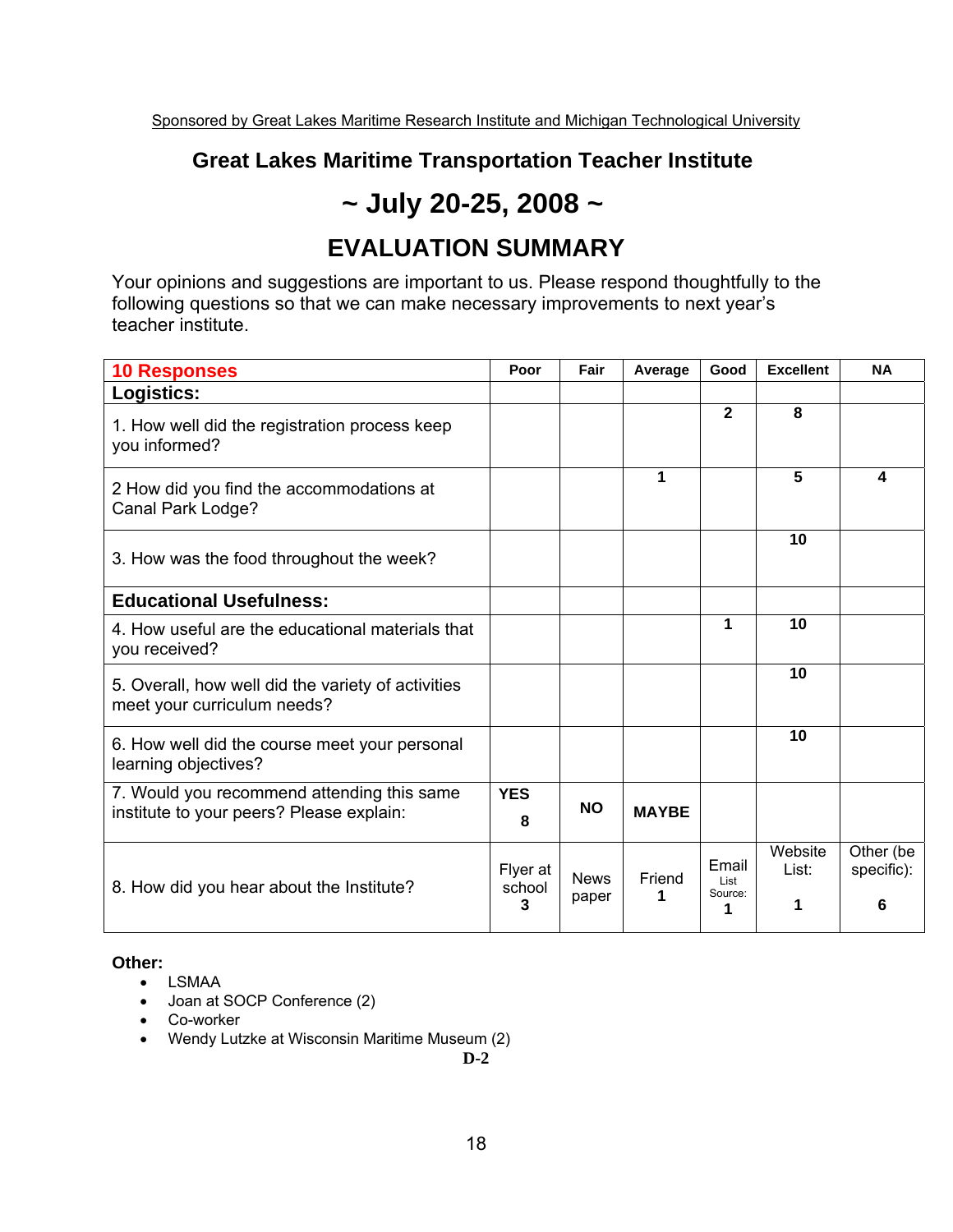Sponsored by Great Lakes Maritime Research Institute and Michigan Technological University

## Great Lakes Maritime Transportation Teacher Institute

# ~ July 20-25, 2008 ~

# EVALUATION SUMMARY

Your opinions and suggestions are important to us. Please respond thoughtfully to the following questions so that we can make necessary improvements to next year's teacher institute.

| 10 Responses | Poor | Fair | Average | Good | Excellent | NA |
|---|---|---|---|---|---|---|
| **Logistics:** | | | | | | |
| 1. How well did the registration process keep you informed? | | | | 2 | 8 | |
| 2 How did you find the accommodations at Canal Park Lodge? | | | 1 | | 5 | 4 |
| 3. How was the food throughout the week? | | | | | 10 | |
| **Educational Usefulness:** | | | | | | |
| 4. How useful are the educational materials that you received? | | | | 1 | 10 | |
| 5. Overall, how well did the variety of activities meet your curriculum needs? | | | | | 10 | |
| 6. How well did the course meet your personal learning objectives? | | | | | 10 | |
| 7. Would you recommend attending this same institute to your peers? Please explain: | **YES** 8 | **NO** | **MAYBE** | | | |
| 8. How did you hear about the Institute? | Flyer at school 3 | News paper | Friend 1 | Email List Source: 1 | Website List: 1 | Other (be specific): 6 |

**Other:**

- LSMAA
- Joan at SOCP Conference (2)
- Co-worker
- Wendy Lutzke at Wisconsin Maritime Museum (2)

**D-2**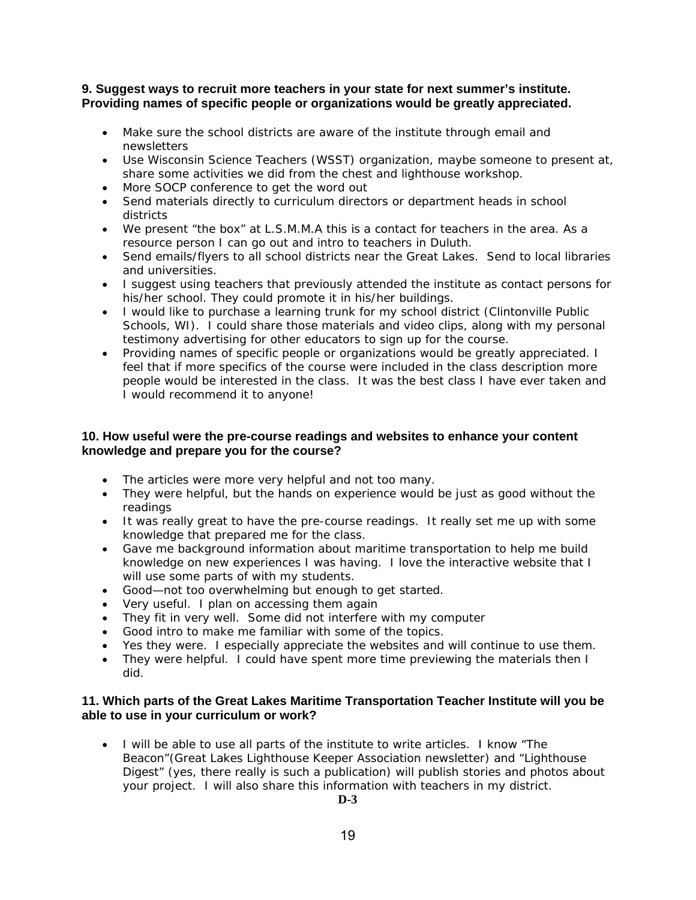**9. Suggest ways to recruit more teachers in your state for next summer's institute. Providing names of specific people or organizations would be greatly appreciated.**

- Make sure the school districts are aware of the institute through email and newsletters
- Use Wisconsin Science Teachers (WSST) organization, maybe someone to present at, share some activities we did from the chest and lighthouse workshop.
- More SOCP conference to get the word out
- Send materials directly to curriculum directors or department heads in school districts
- We present "the box" at L.S.M.M.A this is a contact for teachers in the area. As a resource person I can go out and intro to teachers in Duluth.
- Send emails/flyers to all school districts near the Great Lakes. Send to local libraries and universities.
- I suggest using teachers that previously attended the institute as contact persons for his/her school. They could promote it in his/her buildings.
- I would like to purchase a learning trunk for my school district (Clintonville Public Schools, WI). I could share those materials and video clips, along with my personal testimony advertising for other educators to sign up for the course.
- Providing names of specific people or organizations would be greatly appreciated. I feel that if more specifics of the course were included in the class description more people would be interested in the class. It was the best class I have ever taken and I would recommend it to anyone!

**10. How useful were the pre-course readings and websites to enhance your content knowledge and prepare you for the course?**

- The articles were more very helpful and not too many.
- They were helpful, but the hands on experience would be just as good without the readings
- It was really great to have the pre-course readings. It really set me up with some knowledge that prepared me for the class.
- Gave me background information about maritime transportation to help me build knowledge on new experiences I was having. I love the interactive website that I will use some parts of with my students.
- Good—not too overwhelming but enough to get started.
- Very useful. I plan on accessing them again
- They fit in very well. Some did not interfere with my computer
- Good intro to make me familiar with some of the topics.
- Yes they were. I especially appreciate the websites and will continue to use them.
- They were helpful. I could have spent more time previewing the materials then I did.

**11. Which parts of the Great Lakes Maritime Transportation Teacher Institute will you be able to use in your curriculum or work?**

- I will be able to use all parts of the institute to write articles. I know "The Beacon"(Great Lakes Lighthouse Keeper Association newsletter) and "Lighthouse Digest" (yes, there really is such a publication) will publish stories and photos about your project. I will also share this information with teachers in my district.

D-3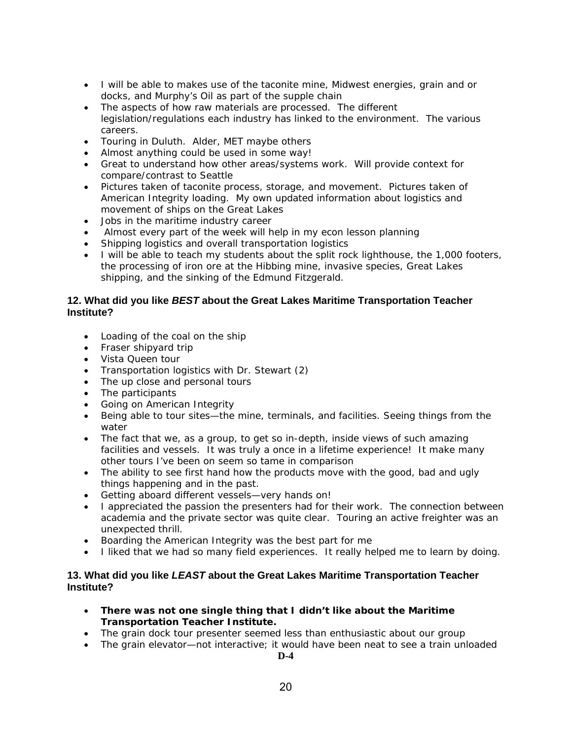- I will be able to makes use of the taconite mine, Midwest energies, grain and or docks, and Murphy's Oil as part of the supple chain
- The aspects of how raw materials are processed. The different legislation/regulations each industry has linked to the environment. The various careers.
- Touring in Duluth. Alder, MET maybe others
- Almost anything could be used in some way!
- Great to understand how other areas/systems work. Will provide context for compare/contrast to Seattle
- Pictures taken of taconite process, storage, and movement. Pictures taken of American Integrity loading. My own updated information about logistics and movement of ships on the Great Lakes
- Jobs in the maritime industry career
- Almost every part of the week will help in my econ lesson planning
- Shipping logistics and overall transportation logistics
- I will be able to teach my students about the split rock lighthouse, the 1,000 footers, the processing of iron ore at the Hibbing mine, invasive species, Great Lakes shipping, and the sinking of the Edmund Fitzgerald.

**12. What did you like *BEST* about the Great Lakes Maritime Transportation Teacher Institute?**

- Loading of the coal on the ship
- Fraser shipyard trip
- Vista Queen tour
- Transportation logistics with Dr. Stewart (2)
- The up close and personal tours
- The participants
- Going on American Integrity
- Being able to tour sites—the mine, terminals, and facilities. Seeing things from the water
- The fact that we, as a group, to get so in-depth, inside views of such amazing facilities and vessels. It was truly a once in a lifetime experience! It make many other tours I've been on seem so tame in comparison
- The ability to see first hand how the products move with the good, bad and ugly things happening and in the past.
- Getting aboard different vessels—very hands on!
- I appreciated the passion the presenters had for their work. The connection between academia and the private sector was quite clear. Touring an active freighter was an unexpected thrill.
- Boarding the American Integrity was the best part for me
- I liked that we had so many field experiences. It really helped me to learn by doing.

**13. What did you like *LEAST* about the Great Lakes Maritime Transportation Teacher Institute?**

- **There was not one single thing that I didn't like about the Maritime Transportation Teacher Institute.**
- The grain dock tour presenter seemed less than enthusiastic about our group
- The grain elevator—not interactive; it would have been neat to see a train unloaded

D-4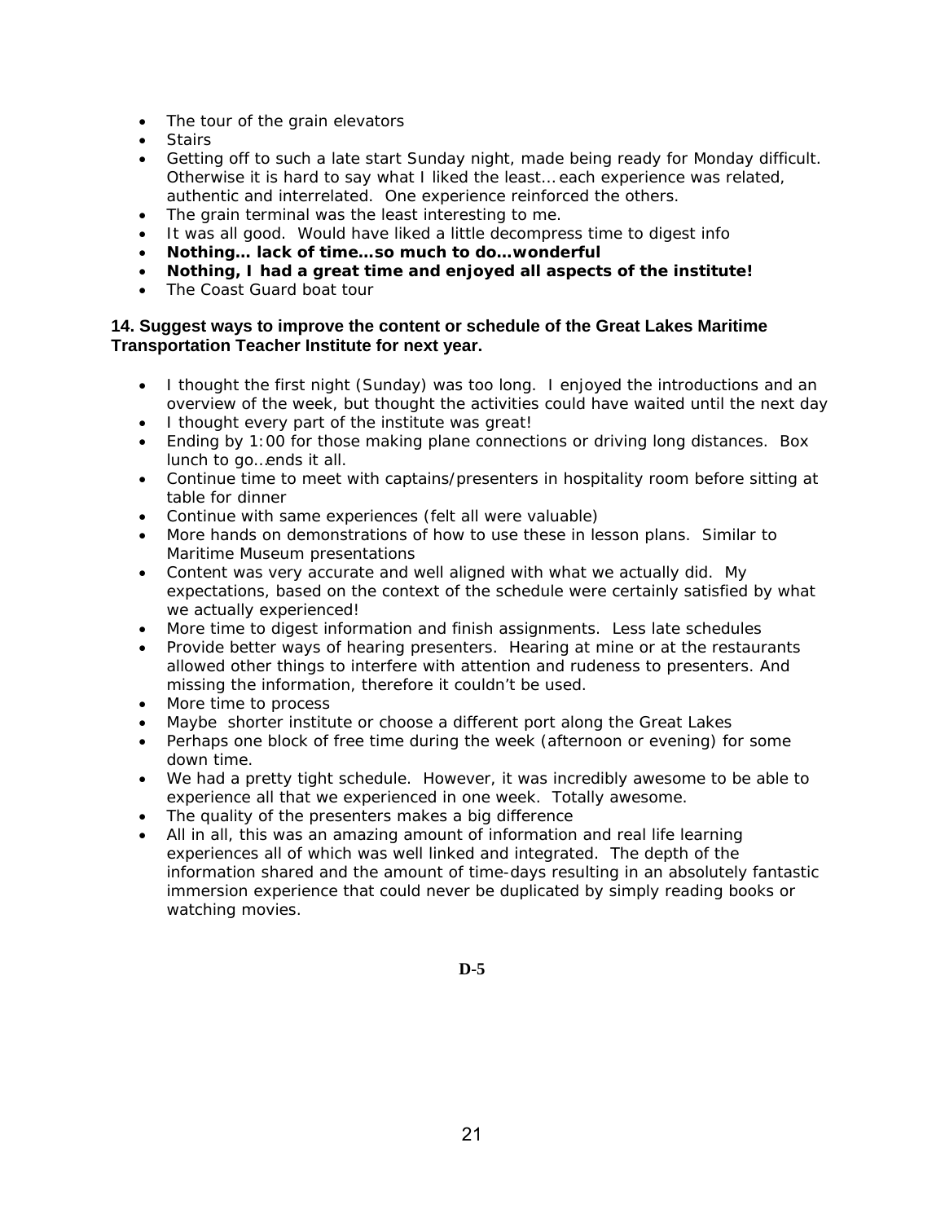- The tour of the grain elevators
- Stairs
- Getting off to such a late start Sunday night, made being ready for Monday difficult. Otherwise it is hard to say what I liked the least… each experience was related, authentic and interrelated. One experience reinforced the others.
- The grain terminal was the least interesting to me.
- It was all good. Would have liked a little decompress time to digest info
- **Nothing… lack of time…so much to do…wonderful**
- **Nothing, I had a great time and enjoyed all aspects of the institute!**
- The Coast Guard boat tour

### 14. Suggest ways to improve the content or schedule of the Great Lakes Maritime Transportation Teacher Institute for next year.

- I thought the first night (Sunday) was too long. I enjoyed the introductions and an overview of the week, but thought the activities could have waited until the next day
- I thought every part of the institute was great!
- Ending by 1:00 for those making plane connections or driving long distances. Box lunch to go…ends it all.
- Continue time to meet with captains/presenters in hospitality room before sitting at table for dinner
- Continue with same experiences (felt all were valuable)
- More hands on demonstrations of how to use these in lesson plans. Similar to Maritime Museum presentations
- Content was very accurate and well aligned with what we actually did. My expectations, based on the context of the schedule were certainly satisfied by what we actually experienced!
- More time to digest information and finish assignments. Less late schedules
- Provide better ways of hearing presenters. Hearing at mine or at the restaurants allowed other things to interfere with attention and rudeness to presenters. And missing the information, therefore it couldn't be used.
- More time to process
- Maybe shorter institute or choose a different port along the Great Lakes
- Perhaps one block of free time during the week (afternoon or evening) for some down time.
- We had a pretty tight schedule. However, it was incredibly awesome to be able to experience all that we experienced in one week. Totally awesome.
- The quality of the presenters makes a big difference
- All in all, this was an amazing amount of information and real life learning experiences all of which was well linked and integrated. The depth of the information shared and the amount of time-days resulting in an absolutely fantastic immersion experience that could never be duplicated by simply reading books or watching movies.

**D-5**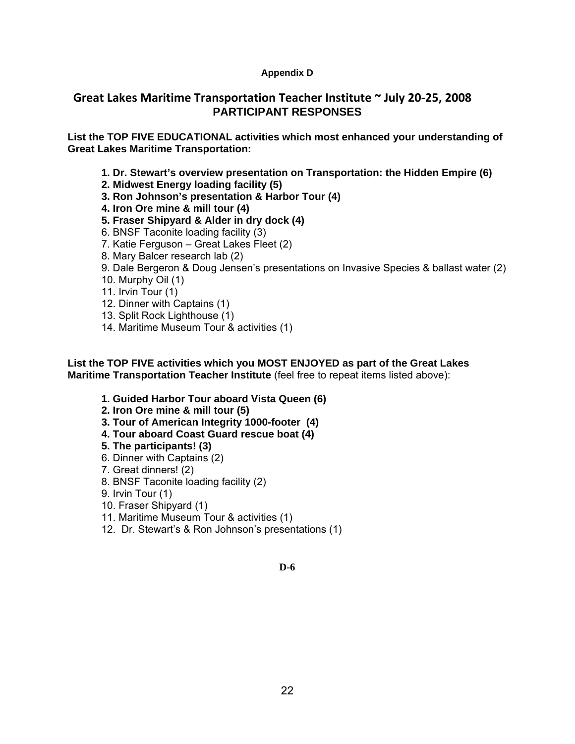**Appendix D**

# Great Lakes Maritime Transportation Teacher Institute ~ July 20-25, 2008
## PARTICIPANT RESPONSES

**List the TOP FIVE EDUCATIONAL activities which most enhanced your understanding of Great Lakes Maritime Transportation:**

1. **Dr. Stewart's overview presentation on Transportation: the Hidden Empire (6)**
2. **Midwest Energy loading facility (5)**
3. **Ron Johnson's presentation & Harbor Tour (4)**
4. **Iron Ore mine & mill tour (4)**
5. **Fraser Shipyard & Alder in dry dock (4)**
6. BNSF Taconite loading facility (3)
7. Katie Ferguson – Great Lakes Fleet (2)
8. Mary Balcer research lab (2)
9. Dale Bergeron & Doug Jensen's presentations on Invasive Species & ballast water (2)
10. Murphy Oil (1)
11. Irvin Tour (1)
12. Dinner with Captains (1)
13. Split Rock Lighthouse (1)
14. Maritime Museum Tour & activities (1)

**List the TOP FIVE activities which you MOST ENJOYED as part of the Great Lakes Maritime Transportation Teacher Institute** (feel free to repeat items listed above):

1. **Guided Harbor Tour aboard Vista Queen (6)**
2. **Iron Ore mine & mill tour (5)**
3. **Tour of American Integrity 1000-footer (4)**
4. **Tour aboard Coast Guard rescue boat (4)**
5. **The participants! (3)**
6. Dinner with Captains (2)
7. Great dinners! (2)
8. BNSF Taconite loading facility (2)
9. Irvin Tour (1)
10. Fraser Shipyard (1)
11. Maritime Museum Tour & activities (1)
12. Dr. Stewart's & Ron Johnson's presentations (1)

**D-6**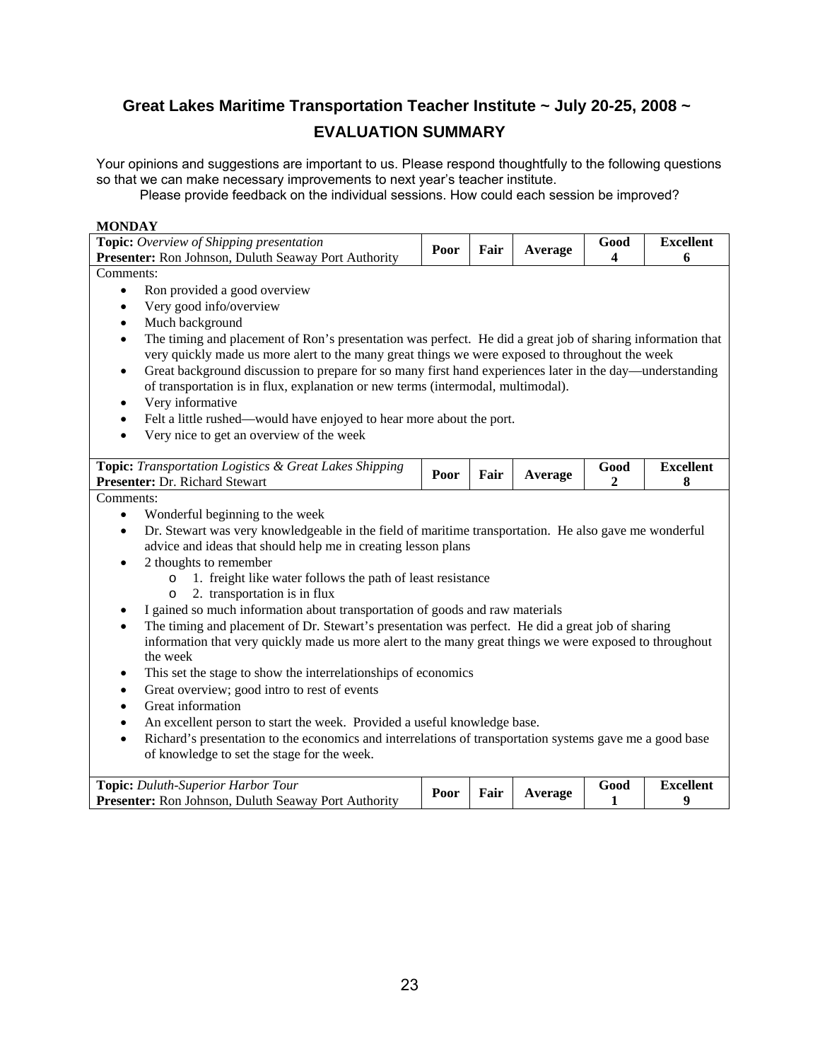## Great Lakes Maritime Transportation Teacher Institute ~ July 20-25, 2008 ~

## EVALUATION SUMMARY

Your opinions and suggestions are important to us. Please respond thoughtfully to the following questions so that we can make necessary improvements to next year's teacher institute.

Please provide feedback on the individual sessions. How could each session be improved?

**MONDAY**

| **Topic:** *Overview of Shipping presentation*<br>**Presenter:** Ron Johnson, Duluth Seaway Port Authority | Poor | Fair | Average | Good | Excellent |
|---|---|---|---|---|---|
| | | | | 4 | 6 |

Comments:

- Ron provided a good overview
- Very good info/overview
- Much background
- The timing and placement of Ron's presentation was perfect. He did a great job of sharing information that very quickly made us more alert to the many great things we were exposed to throughout the week
- Great background discussion to prepare for so many first hand experiences later in the day—understanding of transportation is in flux, explanation or new terms (intermodal, multimodal).
- Very informative
- Felt a little rushed—would have enjoyed to hear more about the port.
- Very nice to get an overview of the week

| **Topic:** *Transportation Logistics & Great Lakes Shipping*<br>**Presenter:** Dr. Richard Stewart | Poor | Fair | Average | Good | Excellent |
|---|---|---|---|---|---|
| | | | | 2 | 8 |

Comments:

- Wonderful beginning to the week
- Dr. Stewart was very knowledgeable in the field of maritime transportation. He also gave me wonderful advice and ideas that should help me in creating lesson plans
- 2 thoughts to remember
  - 1. freight like water follows the path of least resistance
  - 2. transportation is in flux
- I gained so much information about transportation of goods and raw materials
- The timing and placement of Dr. Stewart's presentation was perfect. He did a great job of sharing information that very quickly made us more alert to the many great things we were exposed to throughout the week
- This set the stage to show the interrelationships of economics
- Great overview; good intro to rest of events
- Great information
- An excellent person to start the week. Provided a useful knowledge base.
- Richard's presentation to the economics and interrelations of transportation systems gave me a good base of knowledge to set the stage for the week.

| **Topic:** *Duluth-Superior Harbor Tour*<br>**Presenter:** Ron Johnson, Duluth Seaway Port Authority | Poor | Fair | Average | Good | Excellent |
|---|---|---|---|---|---|
| | | | | 1 | 9 |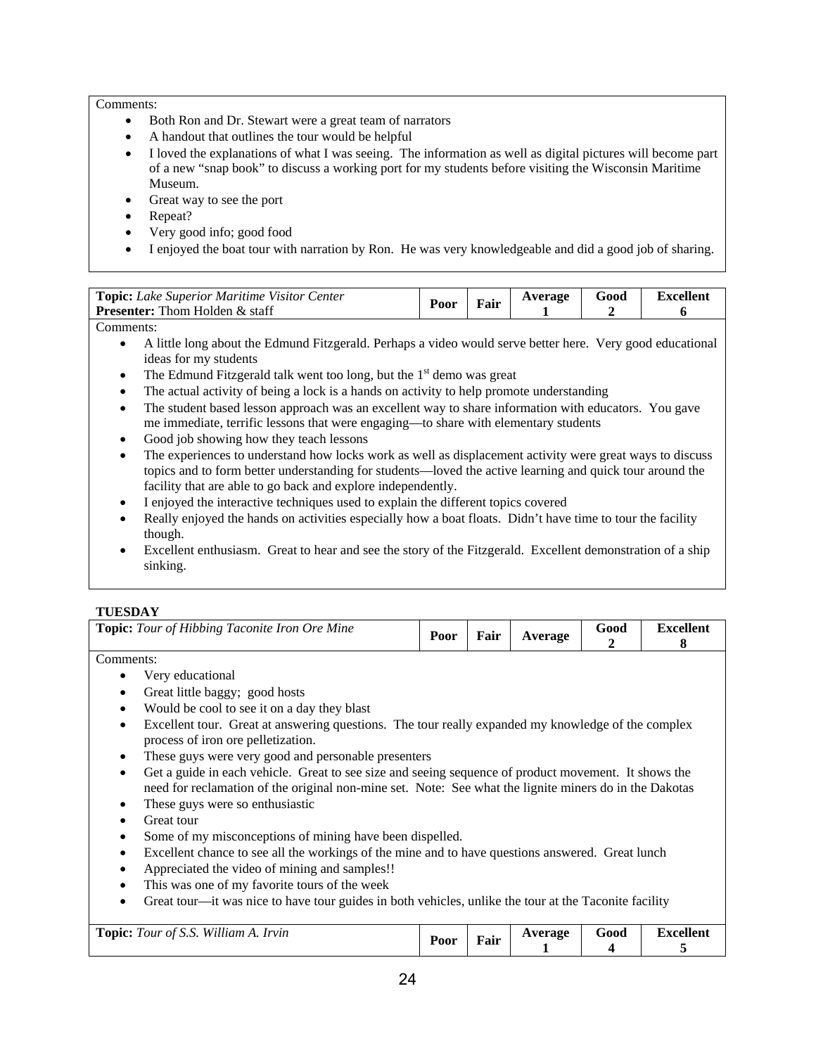Comments:

- Both Ron and Dr. Stewart were a great team of narrators
- A handout that outlines the tour would be helpful
- I loved the explanations of what I was seeing. The information as well as digital pictures will become part of a new "snap book" to discuss a working port for my students before visiting the Wisconsin Maritime Museum.
- Great way to see the port
- Repeat?
- Very good info; good food
- I enjoyed the boat tour with narration by Ron. He was very knowledgeable and did a good job of sharing.

| **Topic:** *Lake Superior Maritime Visitor Center* **Presenter:** Thom Holden & staff | Poor | Fair | Average | Good | Excellent |
|---|---|---|---|---|---|
| | | | 1 | 2 | 6 |

Comments:

- A little long about the Edmund Fitzgerald. Perhaps a video would serve better here. Very good educational ideas for my students
- The Edmund Fitzgerald talk went too long, but the 1st demo was great
- The actual activity of being a lock is a hands on activity to help promote understanding
- The student based lesson approach was an excellent way to share information with educators. You gave me immediate, terrific lessons that were engaging—to share with elementary students
- Good job showing how they teach lessons
- The experiences to understand how locks work as well as displacement activity were great ways to discuss topics and to form better understanding for students—loved the active learning and quick tour around the facility that are able to go back and explore independently.
- I enjoyed the interactive techniques used to explain the different topics covered
- Really enjoyed the hands on activities especially how a boat floats. Didn't have time to tour the facility though.
- Excellent enthusiasm. Great to hear and see the story of the Fitzgerald. Excellent demonstration of a ship sinking.

**TUESDAY**

| **Topic:** *Tour of Hibbing Taconite Iron Ore Mine* | Poor | Fair | Average | Good | Excellent |
|---|---|---|---|---|---|
| | | | | 2 | 8 |

Comments:

- Very educational
- Great little baggy; good hosts
- Would be cool to see it on a day they blast
- Excellent tour. Great at answering questions. The tour really expanded my knowledge of the complex process of iron ore pelletization.
- These guys were very good and personable presenters
- Get a guide in each vehicle. Great to see size and seeing sequence of product movement. It shows the need for reclamation of the original non-mine set. Note: See what the lignite miners do in the Dakotas
- These guys were so enthusiastic
- Great tour
- Some of my misconceptions of mining have been dispelled.
- Excellent chance to see all the workings of the mine and to have questions answered. Great lunch
- Appreciated the video of mining and samples!!
- This was one of my favorite tours of the week
- Great tour—it was nice to have tour guides in both vehicles, unlike the tour at the Taconite facility

| **Topic:** *Tour of S.S. William A. Irvin* | Poor | Fair | Average | Good | Excellent |
|---|---|---|---|---|---|
| | | | 1 | 4 | 5 |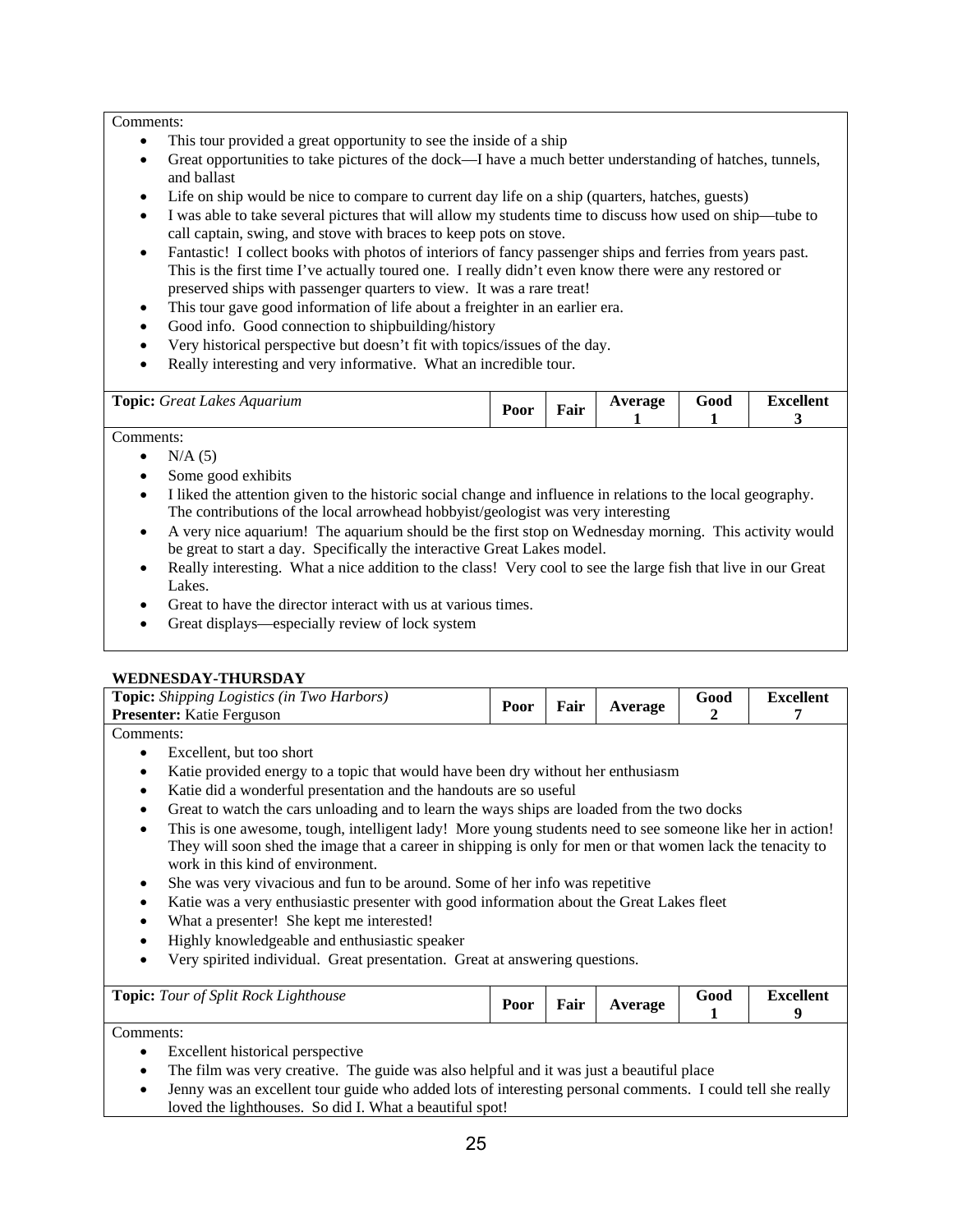Comments:

- This tour provided a great opportunity to see the inside of a ship
- Great opportunities to take pictures of the dock—I have a much better understanding of hatches, tunnels, and ballast
- Life on ship would be nice to compare to current day life on a ship (quarters, hatches, guests)
- I was able to take several pictures that will allow my students time to discuss how used on ship—tube to call captain, swing, and stove with braces to keep pots on stove.
- Fantastic! I collect books with photos of interiors of fancy passenger ships and ferries from years past. This is the first time I've actually toured one. I really didn't even know there were any restored or preserved ships with passenger quarters to view. It was a rare treat!
- This tour gave good information of life about a freighter in an earlier era.
- Good info. Good connection to shipbuilding/history
- Very historical perspective but doesn't fit with topics/issues of the day.
- Really interesting and very informative. What an incredible tour.

| **Topic:** *Great Lakes Aquarium* | **Poor** | **Fair** | **Average** | **Good** | **Excellent** |
|---|---|---|---|---|---|
| | | | 1 | 1 | 3 |

Comments:

- N/A (5)
- Some good exhibits
- I liked the attention given to the historic social change and influence in relations to the local geography. The contributions of the local arrowhead hobbyist/geologist was very interesting
- A very nice aquarium! The aquarium should be the first stop on Wednesday morning. This activity would be great to start a day. Specifically the interactive Great Lakes model.
- Really interesting. What a nice addition to the class! Very cool to see the large fish that live in our Great Lakes.
- Great to have the director interact with us at various times.
- Great displays—especially review of lock system

**WEDNESDAY-THURSDAY**

| **Topic:** *Shipping Logistics (in Two Harbors)* **Presenter:** Katie Ferguson | **Poor** | **Fair** | **Average** | **Good** | **Excellent** |
|---|---|---|---|---|---|
| | | | | 2 | 7 |

Comments:

- Excellent, but too short
- Katie provided energy to a topic that would have been dry without her enthusiasm
- Katie did a wonderful presentation and the handouts are so useful
- Great to watch the cars unloading and to learn the ways ships are loaded from the two docks
- This is one awesome, tough, intelligent lady! More young students need to see someone like her in action! They will soon shed the image that a career in shipping is only for men or that women lack the tenacity to work in this kind of environment.
- She was very vivacious and fun to be around. Some of her info was repetitive
- Katie was a very enthusiastic presenter with good information about the Great Lakes fleet
- What a presenter! She kept me interested!
- Highly knowledgeable and enthusiastic speaker
- Very spirited individual. Great presentation. Great at answering questions.

| **Topic:** *Tour of Split Rock Lighthouse* | **Poor** | **Fair** | **Average** | **Good** | **Excellent** |
|---|---|---|---|---|---|
| | | | | 1 | 9 |

Comments:

- Excellent historical perspective
- The film was very creative. The guide was also helpful and it was just a beautiful place
- Jenny was an excellent tour guide who added lots of interesting personal comments. I could tell she really loved the lighthouses. So did I. What a beautiful spot!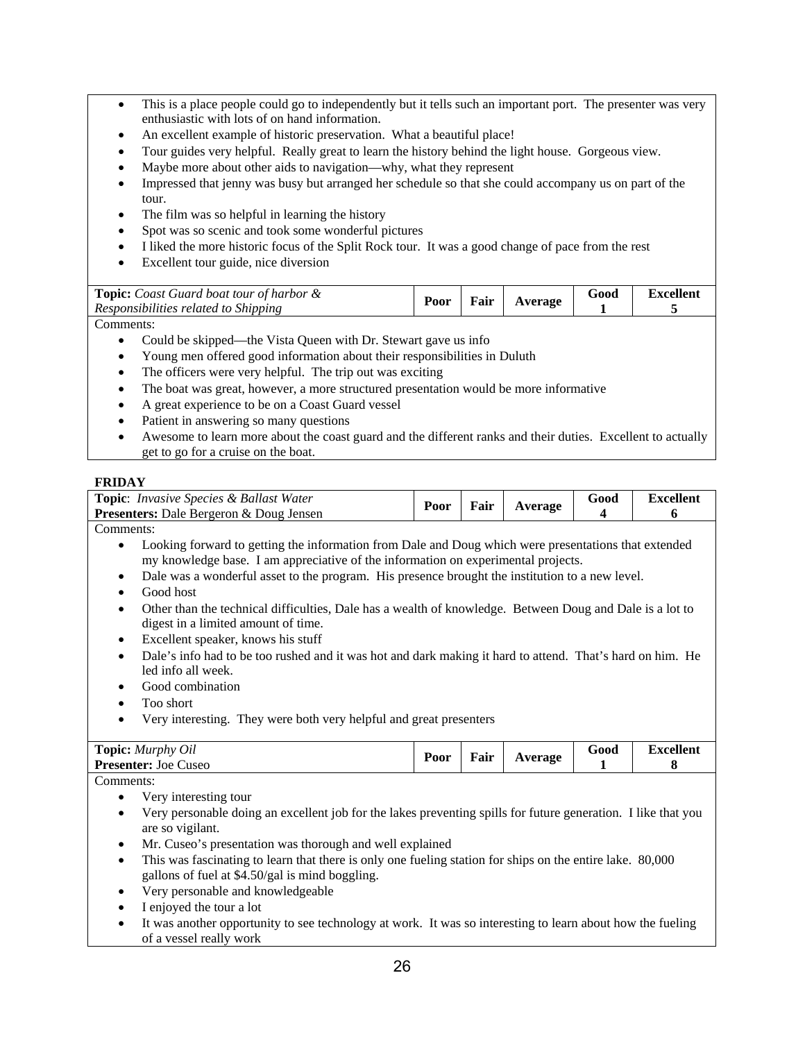- This is a place people could go to independently but it tells such an important port. The presenter was very enthusiastic with lots of on hand information.
- An excellent example of historic preservation. What a beautiful place!
- Tour guides very helpful. Really great to learn the history behind the light house. Gorgeous view.
- Maybe more about other aids to navigation—why, what they represent
- Impressed that jenny was busy but arranged her schedule so that she could accompany us on part of the tour.
- The film was so helpful in learning the history
- Spot was so scenic and took some wonderful pictures
- I liked the more historic focus of the Split Rock tour. It was a good change of pace from the rest
- Excellent tour guide, nice diversion

| **Topic:** *Coast Guard boat tour of harbor & Responsibilities related to Shipping* | **Poor** | **Fair** | **Average** | **Good** 1 | **Excellent** 5 |
|---|---|---|---|---|---|

Comments:

- Could be skipped—the Vista Queen with Dr. Stewart gave us info
- Young men offered good information about their responsibilities in Duluth
- The officers were very helpful. The trip out was exciting
- The boat was great, however, a more structured presentation would be more informative
- A great experience to be on a Coast Guard vessel
- Patient in answering so many questions
- Awesome to learn more about the coast guard and the different ranks and their duties. Excellent to actually get to go for a cruise on the boat.

**FRIDAY**

| **Topic**: *Invasive Species & Ballast Water* **Presenters:** Dale Bergeron & Doug Jensen | **Poor** | **Fair** | **Average** | **Good** 4 | **Excellent** 6 |
|---|---|---|---|---|---|

Comments:

- Looking forward to getting the information from Dale and Doug which were presentations that extended my knowledge base. I am appreciative of the information on experimental projects.
- Dale was a wonderful asset to the program. His presence brought the institution to a new level.
- Good host
- Other than the technical difficulties, Dale has a wealth of knowledge. Between Doug and Dale is a lot to digest in a limited amount of time.
- Excellent speaker, knows his stuff
- Dale's info had to be too rushed and it was hot and dark making it hard to attend. That's hard on him. He led info all week.
- Good combination
- Too short
- Very interesting. They were both very helpful and great presenters

| **Topic:** *Murphy Oil* **Presenter:** Joe Cuseo | **Poor** | **Fair** | **Average** | **Good** 1 | **Excellent** 8 |
|---|---|---|---|---|---|

Comments:

- Very interesting tour
- Very personable doing an excellent job for the lakes preventing spills for future generation. I like that you are so vigilant.
- Mr. Cuseo's presentation was thorough and well explained
- This was fascinating to learn that there is only one fueling station for ships on the entire lake. 80,000 gallons of fuel at $4.50/gal is mind boggling.
- Very personable and knowledgeable
- I enjoyed the tour a lot
- It was another opportunity to see technology at work. It was so interesting to learn about how the fueling of a vessel really work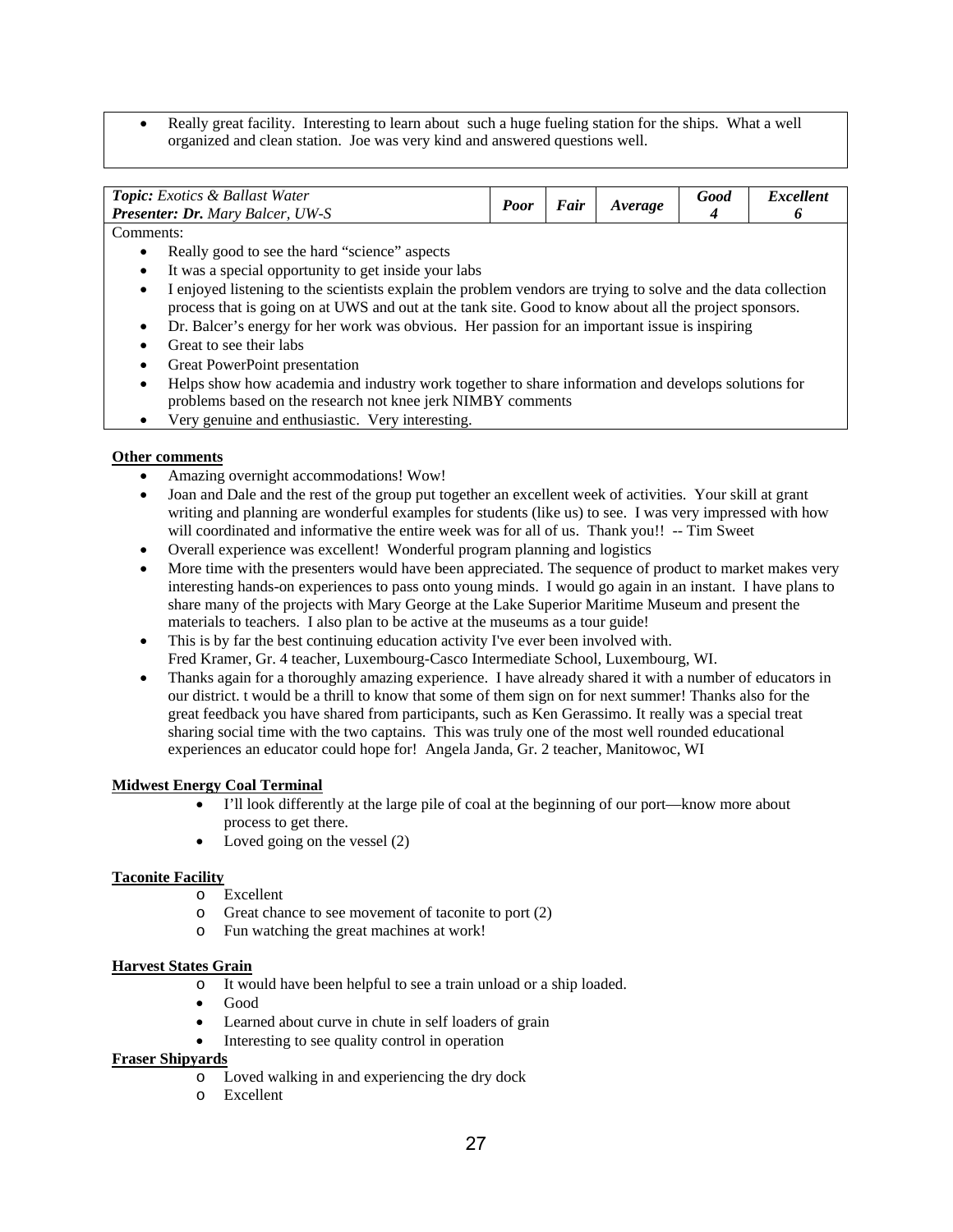- Really great facility. Interesting to learn about such a huge fueling station for the ships. What a well organized and clean station. Joe was very kind and answered questions well.

| ***Topic:*** *Exotics & Ballast Water* ***Presenter: Dr.*** *Mary Balcer, UW-S* | ***Poor*** | ***Fair*** | ***Average*** | ***Good*** ***4*** | ***Excellent*** ***6*** |
|---|---|---|---|---|---|

Comments:

- Really good to see the hard "science" aspects
- It was a special opportunity to get inside your labs
- I enjoyed listening to the scientists explain the problem vendors are trying to solve and the data collection process that is going on at UWS and out at the tank site. Good to know about all the project sponsors.
- Dr. Balcer's energy for her work was obvious. Her passion for an important issue is inspiring
- Great to see their labs
- Great PowerPoint presentation
- Helps show how academia and industry work together to share information and develops solutions for problems based on the research not knee jerk NIMBY comments
- Very genuine and enthusiastic. Very interesting.

**Other comments**

- Amazing overnight accommodations! Wow!
- Joan and Dale and the rest of the group put together an excellent week of activities. Your skill at grant writing and planning are wonderful examples for students (like us) to see. I was very impressed with how will coordinated and informative the entire week was for all of us. Thank you!! -- Tim Sweet
- Overall experience was excellent! Wonderful program planning and logistics
- More time with the presenters would have been appreciated. The sequence of product to market makes very interesting hands-on experiences to pass onto young minds. I would go again in an instant. I have plans to share many of the projects with Mary George at the Lake Superior Maritime Museum and present the materials to teachers. I also plan to be active at the museums as a tour guide!
- This is by far the best continuing education activity I've ever been involved with.
  Fred Kramer, Gr. 4 teacher, Luxembourg-Casco Intermediate School, Luxembourg, WI.
- Thanks again for a thoroughly amazing experience. I have already shared it with a number of educators in our district. t would be a thrill to know that some of them sign on for next summer! Thanks also for the great feedback you have shared from participants, such as Ken Gerassimo. It really was a special treat sharing social time with the two captains. This was truly one of the most well rounded educational experiences an educator could hope for! Angela Janda, Gr. 2 teacher, Manitowoc, WI

**Midwest Energy Coal Terminal**

- I'll look differently at the large pile of coal at the beginning of our port—know more about process to get there.
- Loved going on the vessel (2)

**Taconite Facility**

- Excellent
- Great chance to see movement of taconite to port (2)
- Fun watching the great machines at work!

**Harvest States Grain**

- It would have been helpful to see a train unload or a ship loaded.
- Good
- Learned about curve in chute in self loaders of grain
- Interesting to see quality control in operation

**Fraser Shipyards**

- Loved walking in and experiencing the dry dock
- Excellent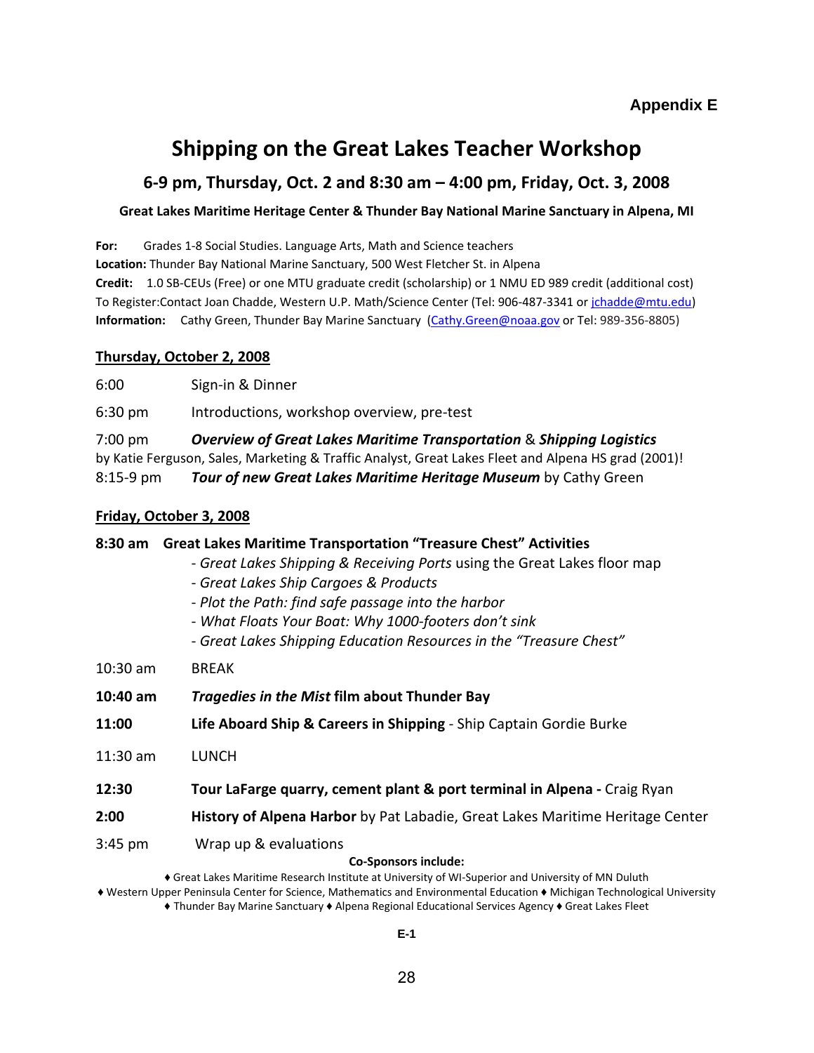**Appendix E**

# Shipping on the Great Lakes Teacher Workshop

## 6-9 pm, Thursday, Oct. 2 and 8:30 am – 4:00 pm, Friday, Oct. 3, 2008

**Great Lakes Maritime Heritage Center & Thunder Bay National Marine Sanctuary in Alpena, MI**

**For:** Grades 1-8 Social Studies. Language Arts, Math and Science teachers
**Location:** Thunder Bay National Marine Sanctuary, 500 West Fletcher St. in Alpena
**Credit:** 1.0 SB-CEUs (Free) or one MTU graduate credit (scholarship) or 1 NMU ED 989 credit (additional cost)
To Register:Contact Joan Chadde, Western U.P. Math/Science Center (Tel: 906-487-3341 or jchadde@mtu.edu)
**Information:** Cathy Green, Thunder Bay Marine Sanctuary (Cathy.Green@noaa.gov or Tel: 989-356-8805)

**Thursday, October 2, 2008**

6:00 Sign-in & Dinner

6:30 pm Introductions, workshop overview, pre-test

7:00 pm ***Overview of Great Lakes Maritime Transportation*** & ***Shipping Logistics*** by Katie Ferguson, Sales, Marketing & Traffic Analyst, Great Lakes Fleet and Alpena HS grad (2001)!

8:15-9 pm ***Tour of new Great Lakes Maritime Heritage Museum*** by Cathy Green

**Friday, October 3, 2008**

**8:30 am Great Lakes Maritime Transportation "Treasure Chest" Activities**
- *Great Lakes Shipping & Receiving Ports* using the Great Lakes floor map
- *Great Lakes Ship Cargoes & Products*
- *Plot the Path: find safe passage into the harbor*
- *What Floats Your Boat: Why 1000-footers don't sink*
- *Great Lakes Shipping Education Resources in the "Treasure Chest"*

10:30 am BREAK

**10:40 am *Tragedies in the Mist* film about Thunder Bay**

**11:00 Life Aboard Ship & Careers in Shipping** - Ship Captain Gordie Burke

11:30 am LUNCH

**12:30 Tour LaFarge quarry, cement plant & port terminal in Alpena -** Craig Ryan

**2:00 History of Alpena Harbor** by Pat Labadie, Great Lakes Maritime Heritage Center

3:45 pm Wrap up & evaluations

**Co-Sponsors include:**

♦ Great Lakes Maritime Research Institute at University of WI-Superior and University of MN Duluth
♦ Western Upper Peninsula Center for Science, Mathematics and Environmental Education ♦ Michigan Technological University
♦ Thunder Bay Marine Sanctuary ♦ Alpena Regional Educational Services Agency ♦ Great Lakes Fleet

E-1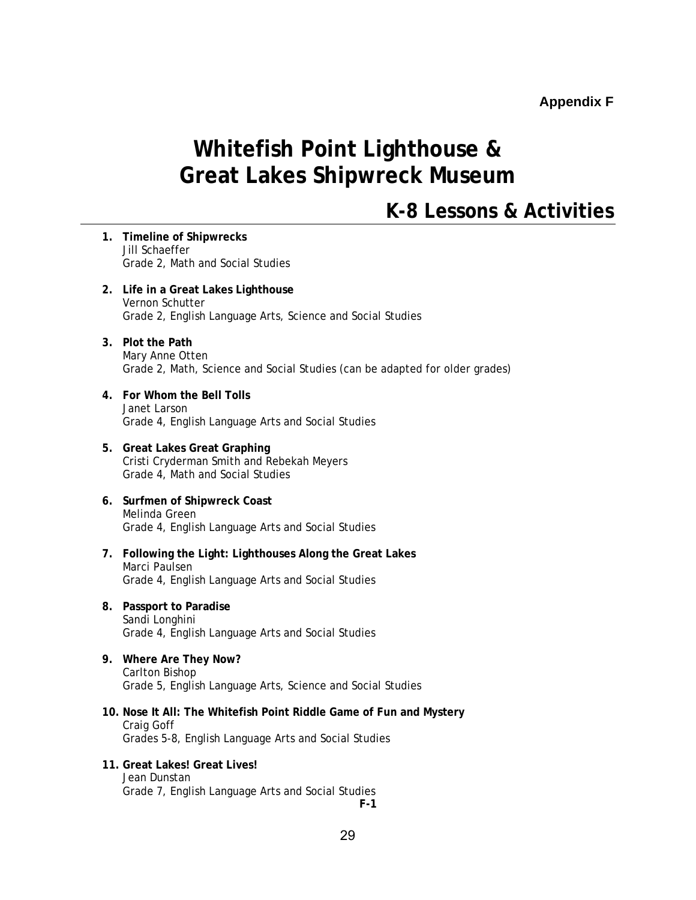**Appendix F**

# Whitefish Point Lighthouse & Great Lakes Shipwreck Museum

## K-8 Lessons & Activities

1. **Timeline of Shipwrecks**
   Jill Schaeffer
   Grade 2, Math and Social Studies

2. **Life in a Great Lakes Lighthouse**
   Vernon Schutter
   Grade 2, English Language Arts, Science and Social Studies

3. **Plot the Path**
   Mary Anne Otten
   Grade 2, Math, Science and Social Studies (can be adapted for older grades)

4. **For Whom the Bell Tolls**
   Janet Larson
   Grade 4, English Language Arts and Social Studies

5. **Great Lakes Great Graphing**
   Cristi Cryderman Smith and Rebekah Meyers
   Grade 4, Math and Social Studies

6. **Surfmen of Shipwreck Coast**
   Melinda Green
   Grade 4, English Language Arts and Social Studies

7. **Following the Light: Lighthouses Along the Great Lakes**
   Marci Paulsen
   Grade 4, English Language Arts and Social Studies

8. **Passport to Paradise**
   Sandi Longhini
   Grade 4, English Language Arts and Social Studies

9. **Where Are They Now?**
   Carlton Bishop
   Grade 5, English Language Arts, Science and Social Studies

10. **Nose It All: The Whitefish Point Riddle Game of Fun and Mystery**
    Craig Goff
    Grades 5-8, English Language Arts and Social Studies

11. **Great Lakes! Great Lives!**
    Jean Dunstan
    Grade 7, English Language Arts and Social Studies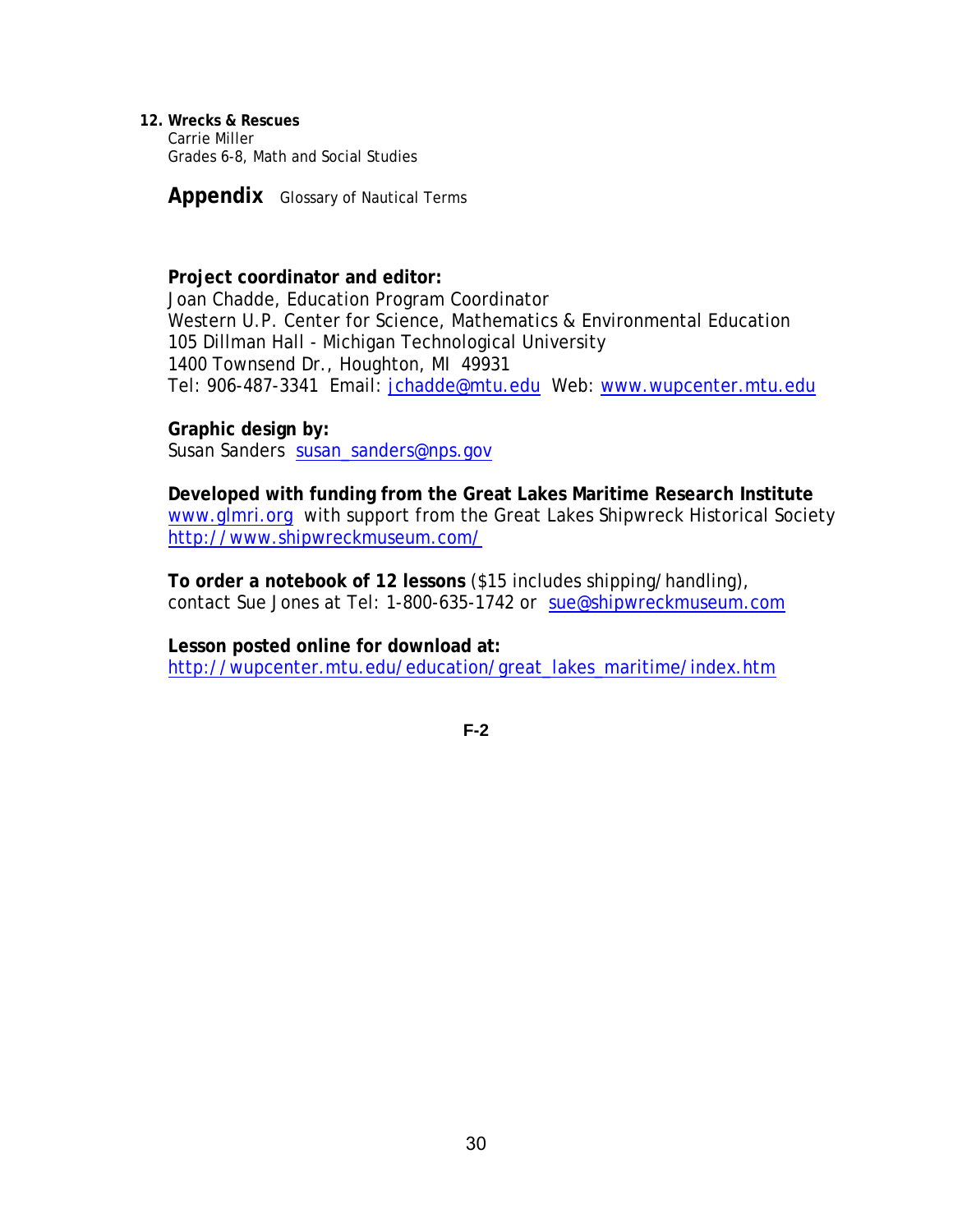12. **Wrecks & Rescues**
    Carrie Miller
    Grades 6-8, Math and Social Studies

**Appendix** Glossary of Nautical Terms

**Project coordinator and editor:**
Joan Chadde, Education Program Coordinator
Western U.P. Center for Science, Mathematics & Environmental Education
105 Dillman Hall - Michigan Technological University
1400 Townsend Dr., Houghton, MI 49931
Tel: 906-487-3341 Email: jchadde@mtu.edu Web: www.wupcenter.mtu.edu

**Graphic design by:**
Susan Sanders susan_sanders@nps.gov

**Developed with funding from the Great Lakes Maritime Research Institute**
www.glmri.org with support from the Great Lakes Shipwreck Historical Society
http://www.shipwreckmuseum.com/

**To order a notebook of 12 lessons** ($15 includes shipping/handling),
contact Sue Jones at Tel: 1-800-635-1742 or sue@shipwreckmuseum.com

**Lesson posted online for download at:**
http://wupcenter.mtu.edu/education/great_lakes_maritime/index.htm

F-2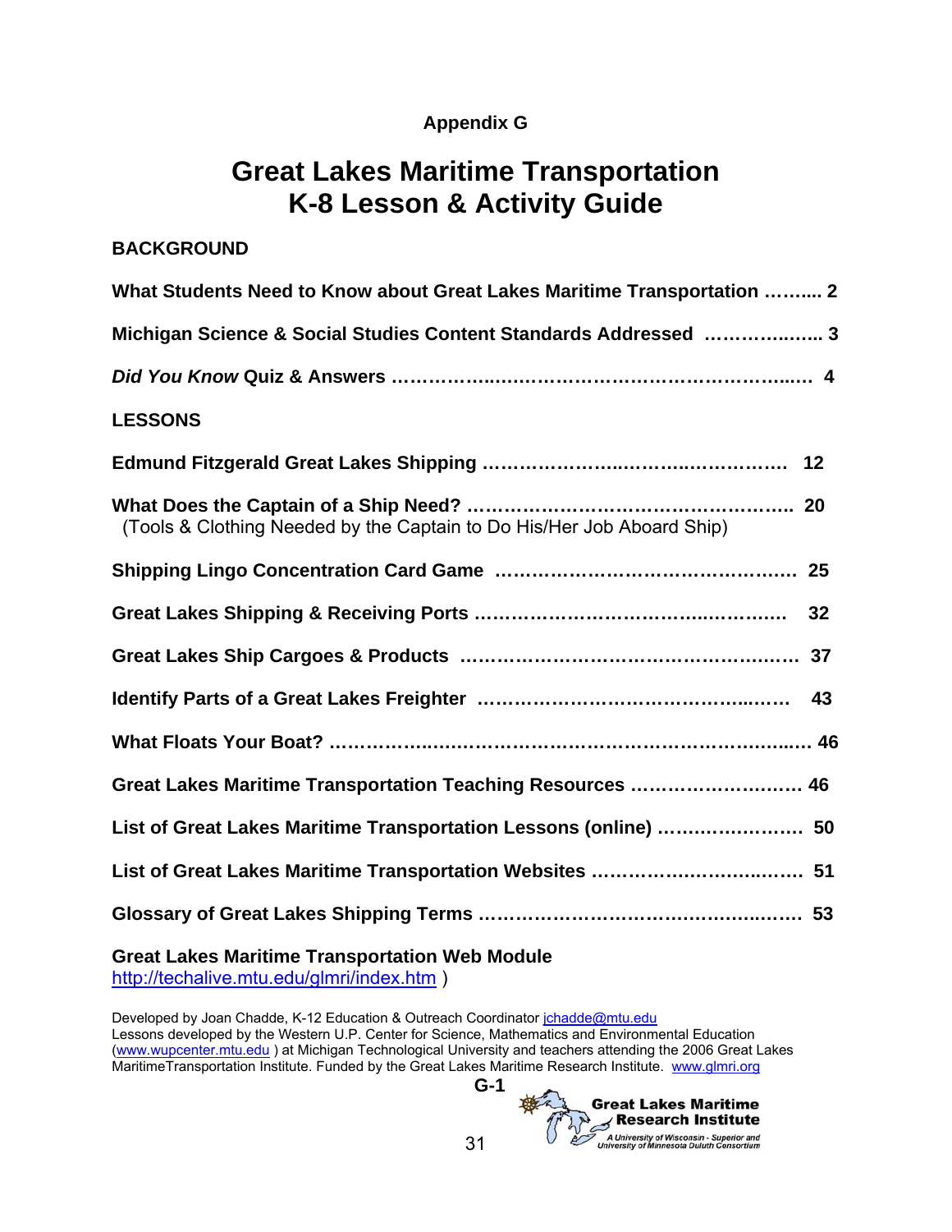**Appendix G**

# Great Lakes Maritime Transportation K-8 Lesson & Activity Guide

## BACKGROUND

**What Students Need to Know about Great Lakes Maritime Transportation ……... 2**

**Michigan Science & Social Studies Content Standards Addressed ………..….. 3**

***Did You Know* Quiz & Answers ……………..…..……………………………….…. 4**

## LESSONS

**Edmund Fitzgerald Great Lakes Shipping ………………..…….…..…………… 12**

**What Does the Captain of a Ship Need? …………………………………………….. 20**
(Tools & Clothing Needed by the Captain to Do His/Her Job Aboard Ship)

**Shipping Lingo Concentration Card Game ………………………………………. 25**

**Great Lakes Shipping & Receiving Ports ……………………………..…………. 32**

**Great Lakes Ship Cargoes & Products ………………………………………….…. 37**

**Identify Parts of a Great Lakes Freighter …………………………………..……. 43**

**What Floats Your Boat? ……………..………………………………………….…..… 46**

**Great Lakes Maritime Transportation Teaching Resources ……………….……. 46**

**List of Great Lakes Maritime Transportation Lessons (online) …………………… 50**

**List of Great Lakes Maritime Transportation Websites ……………………..……. 51**

**Glossary of Great Lakes Shipping Terms …………………………………….……. 53**

**Great Lakes Maritime Transportation Web Module**
http://techalive.mtu.edu/glmri/index.htm )

Developed by Joan Chadde, K-12 Education & Outreach Coordinator jchadde@mtu.edu
Lessons developed by the Western U.P. Center for Science, Mathematics and Environmental Education (www.wupcenter.mtu.edu ) at Michigan Technological University and teachers attending the 2006 Great Lakes MaritimeTransportation Institute. Funded by the Great Lakes Maritime Research Institute. www.glmri.org

G-1

Great Lakes Maritime Research Institute
A University of Wisconsin - Superior and University of Minnesota Duluth Consortium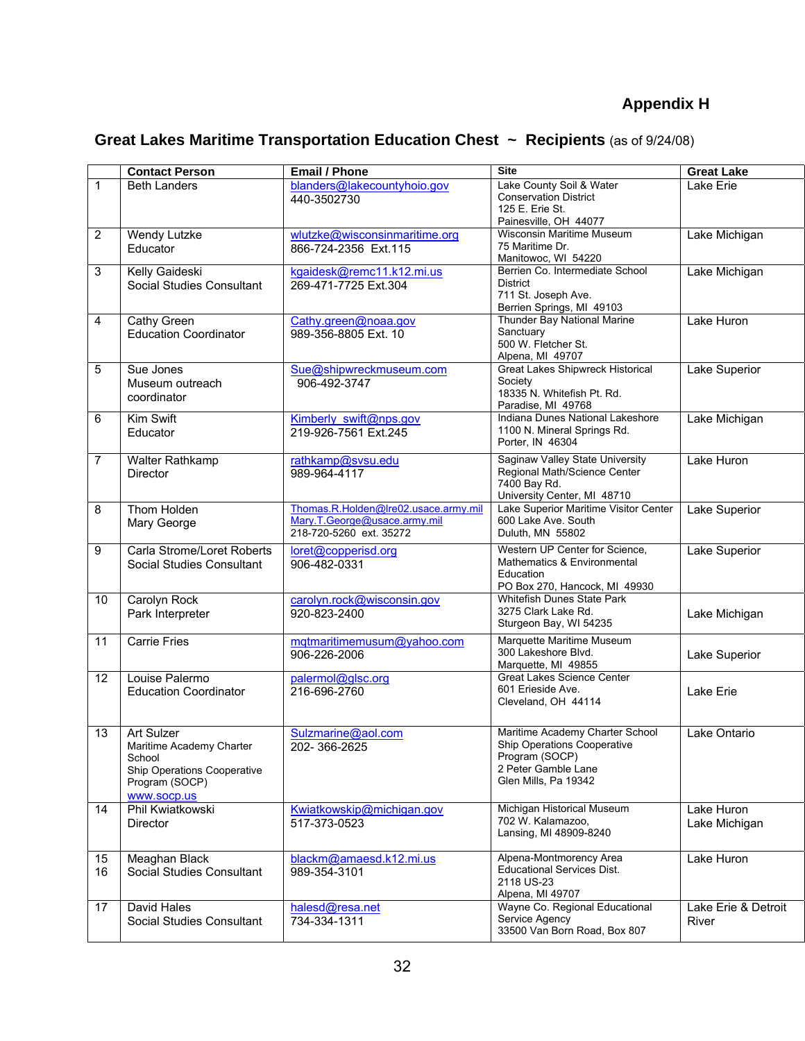# Appendix H

## Great Lakes Maritime Transportation Education Chest ~ Recipients (as of 9/24/08)

| | Contact Person | Email / Phone | Site | Great Lake |
|---|---|---|---|---|
| 1 | Beth Landers | blanders@lakecountyhoio.gov<br>440-3502730 | Lake County Soil & Water Conservation District<br>125 E. Erie St.<br>Painesville, OH 44077 | Lake Erie |
| 2 | Wendy Lutzke<br>Educator | wlutzke@wisconsinmaritime.org<br>866-724-2356 Ext.115 | Wisconsin Maritime Museum<br>75 Maritime Dr.<br>Manitowoc, WI 54220 | Lake Michigan |
| 3 | Kelly Gaideski<br>Social Studies Consultant | kgaidesk@remc11.k12.mi.us<br>269-471-7725 Ext.304 | Berrien Co. Intermediate School District<br>711 St. Joseph Ave.<br>Berrien Springs, MI 49103 | Lake Michigan |
| 4 | Cathy Green<br>Education Coordinator | Cathy.green@noaa.gov<br>989-356-8805 Ext. 10 | Thunder Bay National Marine Sanctuary<br>500 W. Fletcher St.<br>Alpena, MI 49707 | Lake Huron |
| 5 | Sue Jones<br>Museum outreach coordinator | Sue@shipwreckmuseum.com<br>906-492-3747 | Great Lakes Shipwreck Historical Society<br>18335 N. Whitefish Pt. Rd.<br>Paradise, MI 49768 | Lake Superior |
| 6 | Kim Swift<br>Educator | Kimberly_swift@nps.gov<br>219-926-7561 Ext.245 | Indiana Dunes National Lakeshore<br>1100 N. Mineral Springs Rd.<br>Porter, IN 46304 | Lake Michigan |
| 7 | Walter Rathkamp<br>Director | rathkamp@svsu.edu<br>989-964-4117 | Saginaw Valley State University Regional Math/Science Center<br>7400 Bay Rd.<br>University Center, MI 48710 | Lake Huron |
| 8 | Thom Holden<br>Mary George | Thomas.R.Holden@lre02.usace.army.mil<br>Mary.T.George@usace.army.mil<br>218-720-5260 ext. 35272 | Lake Superior Maritime Visitor Center<br>600 Lake Ave. South<br>Duluth, MN 55802 | Lake Superior |
| 9 | Carla Strome/Loret Roberts<br>Social Studies Consultant | loret@copperisd.org<br>906-482-0331 | Western UP Center for Science, Mathematics & Environmental Education<br>PO Box 270, Hancock, MI 49930 | Lake Superior |
| 10 | Carolyn Rock<br>Park Interpreter | carolyn.rock@wisconsin.gov<br>920-823-2400 | Whitefish Dunes State Park<br>3275 Clark Lake Rd.<br>Sturgeon Bay, WI 54235 | Lake Michigan |
| 11 | Carrie Fries | mqtmaritimemusum@yahoo.com<br>906-226-2006 | Marquette Maritime Museum<br>300 Lakeshore Blvd.<br>Marquette, MI 49855 | Lake Superior |
| 12 | Louise Palermo<br>Education Coordinator | palermol@glsc.org<br>216-696-2760 | Great Lakes Science Center<br>601 Erieside Ave.<br>Cleveland, OH 44114 | Lake Erie |
| 13 | Art Sulzer<br>Maritime Academy Charter School<br>Ship Operations Cooperative Program (SOCP)<br>www.socp.us | Sulzmarine@aol.com<br>202- 366-2625 | Maritime Academy Charter School Ship Operations Cooperative Program (SOCP)<br>2 Peter Gamble Lane<br>Glen Mills, Pa 19342 | Lake Ontario |
| 14 | Phil Kwiatkowski<br>Director | Kwiatkowskip@michigan.gov<br>517-373-0523 | Michigan Historical Museum<br>702 W. Kalamazoo,<br>Lansing, MI 48909-8240 | Lake Huron<br>Lake Michigan |
| 15<br>16 | Meaghan Black<br>Social Studies Consultant | blackm@amaesd.k12.mi.us<br>989-354-3101 | Alpena-Montmorency Area Educational Services Dist.<br>2118 US-23<br>Alpena, MI 49707 | Lake Huron |
| 17 | David Hales<br>Social Studies Consultant | halesd@resa.net<br>734-334-1311 | Wayne Co. Regional Educational Service Agency<br>33500 Van Born Road, Box 807 | Lake Erie & Detroit River |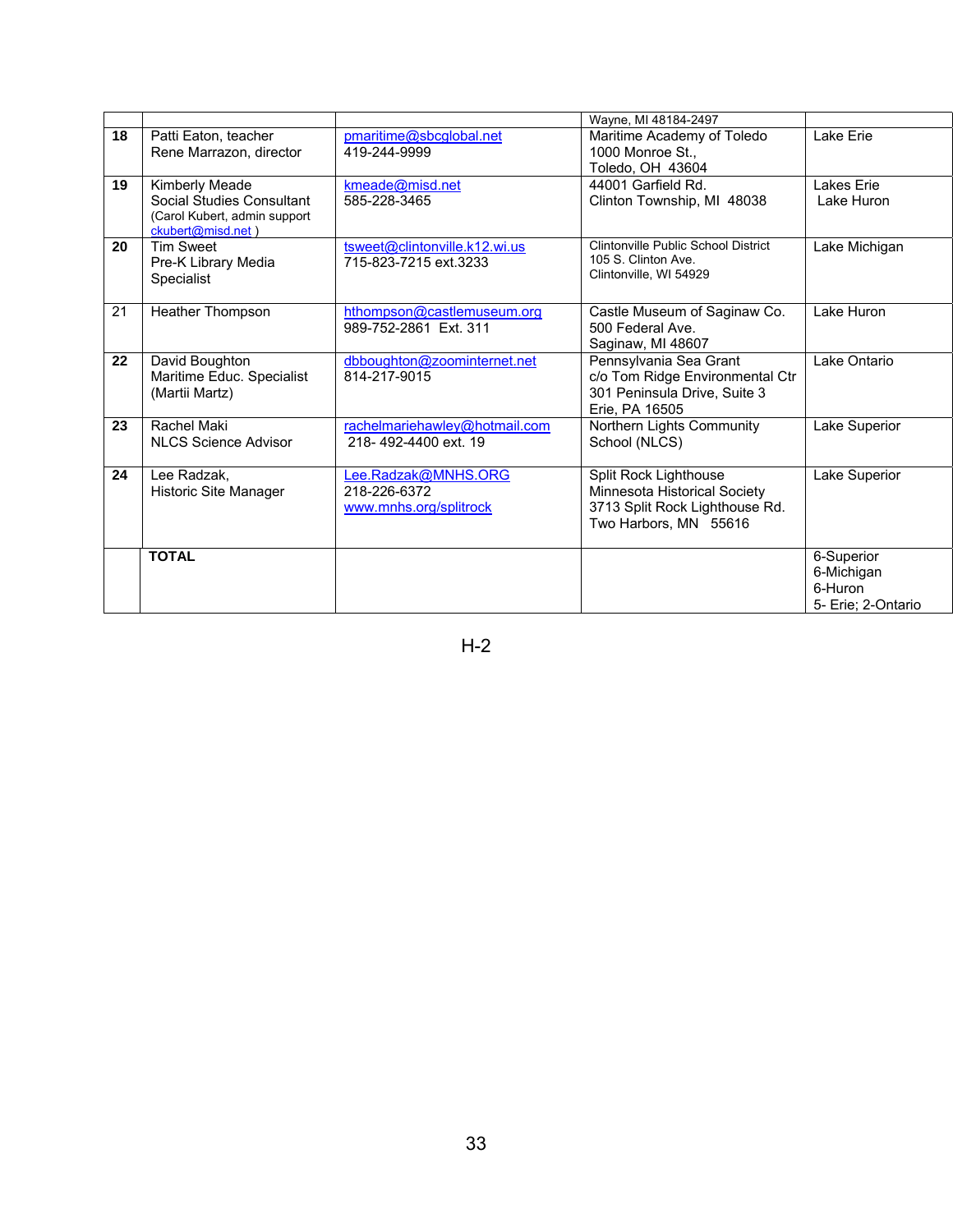| | | | | |
|---|---|---|---|---|
| | | | Wayne, MI 48184-2497 | |
| **18** | Patti Eaton, teacher<br>Rene Marrazon, director | pmaritime@sbcglobal.net<br>419-244-9999 | Maritime Academy of Toledo<br>1000 Monroe St.,<br>Toledo, OH 43604 | Lake Erie |
| **19** | Kimberly Meade<br>Social Studies Consultant<br>(Carol Kubert, admin support ckubert@misd.net ) | kmeade@misd.net<br>585-228-3465 | 44001 Garfield Rd.<br>Clinton Township, MI 48038 | Lakes Erie<br>Lake Huron |
| **20** | Tim Sweet<br>Pre-K Library Media Specialist | tsweet@clintonville.k12.wi.us<br>715-823-7215 ext.3233 | Clintonville Public School District<br>105 S. Clinton Ave.<br>Clintonville, WI 54929 | Lake Michigan |
| 21 | Heather Thompson | hthompson@castlemuseum.org<br>989-752-2861 Ext. 311 | Castle Museum of Saginaw Co.<br>500 Federal Ave.<br>Saginaw, MI 48607 | Lake Huron |
| **22** | David Boughton<br>Maritime Educ. Specialist<br>(Martii Martz) | dbboughton@zoominternet.net<br>814-217-9015 | Pennsylvania Sea Grant<br>c/o Tom Ridge Environmental Ctr<br>301 Peninsula Drive, Suite 3<br>Erie, PA 16505 | Lake Ontario |
| **23** | Rachel Maki<br>NLCS Science Advisor | rachelmariehawley@hotmail.com<br>218- 492-4400 ext. 19 | Northern Lights Community School (NLCS) | Lake Superior |
| **24** | Lee Radzak,<br>Historic Site Manager | Lee.Radzak@MNHS.ORG<br>218-226-6372<br>www.mnhs.org/splitrock | Split Rock Lighthouse<br>Minnesota Historical Society<br>3713 Split Rock Lighthouse Rd.<br>Two Harbors, MN 55616 | Lake Superior |
| | **TOTAL** | | | 6-Superior<br>6-Michigan<br>6-Huron<br>5- Erie; 2-Ontario |

H-2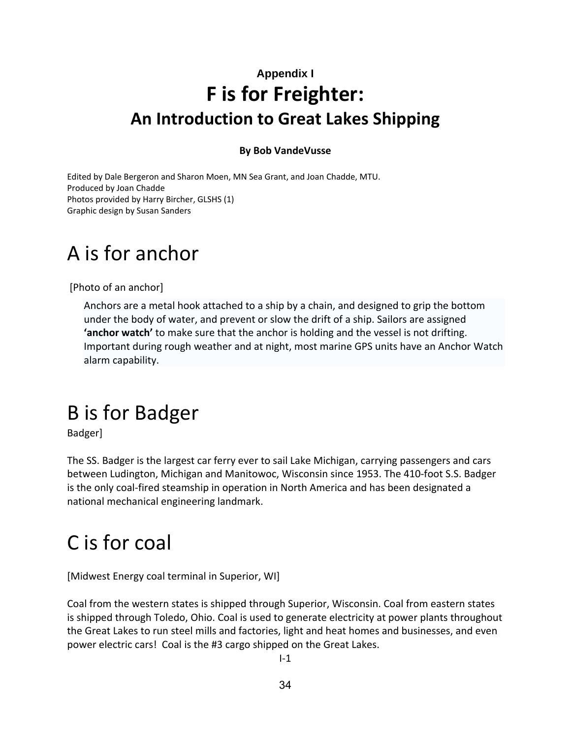Appendix I

# F is for Freighter:

## An Introduction to Great Lakes Shipping

**By Bob VandeVusse**

Edited by Dale Bergeron and Sharon Moen, MN Sea Grant, and Joan Chadde, MTU.
Produced by Joan Chadde
Photos provided by Harry Bircher, GLSHS (1)
Graphic design by Susan Sanders

# A is for anchor

[Photo of an anchor]

Anchors are a metal hook attached to a ship by a chain, and designed to grip the bottom under the body of water, and prevent or slow the drift of a ship. Sailors are assigned **'anchor watch'** to make sure that the anchor is holding and the vessel is not drifting. Important during rough weather and at night, most marine GPS units have an Anchor Watch alarm capability.

# B is for Badger

Badger]

The SS. Badger is the largest car ferry ever to sail Lake Michigan, carrying passengers and cars between Ludington, Michigan and Manitowoc, Wisconsin since 1953. The 410-foot S.S. Badger is the only coal-fired steamship in operation in North America and has been designated a national mechanical engineering landmark.

# C is for coal

[Midwest Energy coal terminal in Superior, WI]

Coal from the western states is shipped through Superior, Wisconsin. Coal from eastern states is shipped through Toledo, Ohio. Coal is used to generate electricity at power plants throughout the Great Lakes to run steel mills and factories, light and heat homes and businesses, and even power electric cars! Coal is the #3 cargo shipped on the Great Lakes.

I-1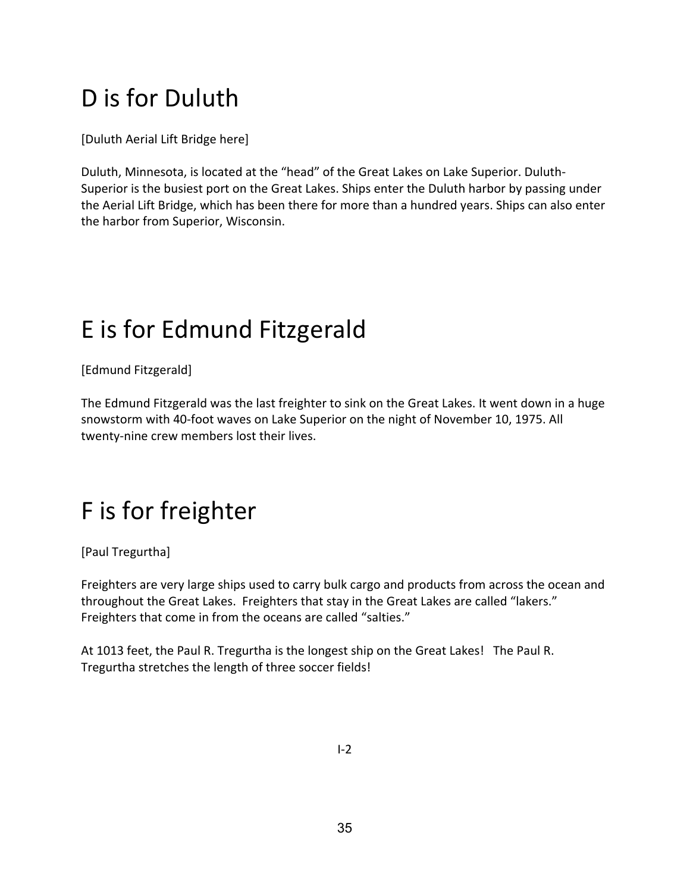# D is for Duluth

[Duluth Aerial Lift Bridge here]

Duluth, Minnesota, is located at the "head" of the Great Lakes on Lake Superior. Duluth-Superior is the busiest port on the Great Lakes. Ships enter the Duluth harbor by passing under the Aerial Lift Bridge, which has been there for more than a hundred years. Ships can also enter the harbor from Superior, Wisconsin.

# E is for Edmund Fitzgerald

[Edmund Fitzgerald]

The Edmund Fitzgerald was the last freighter to sink on the Great Lakes. It went down in a huge snowstorm with 40-foot waves on Lake Superior on the night of November 10, 1975. All twenty-nine crew members lost their lives.

# F is for freighter

[Paul Tregurtha]

Freighters are very large ships used to carry bulk cargo and products from across the ocean and throughout the Great Lakes. Freighters that stay in the Great Lakes are called "lakers." Freighters that come in from the oceans are called "salties."

At 1013 feet, the Paul R. Tregurtha is the longest ship on the Great Lakes! The Paul R. Tregurtha stretches the length of three soccer fields!

I-2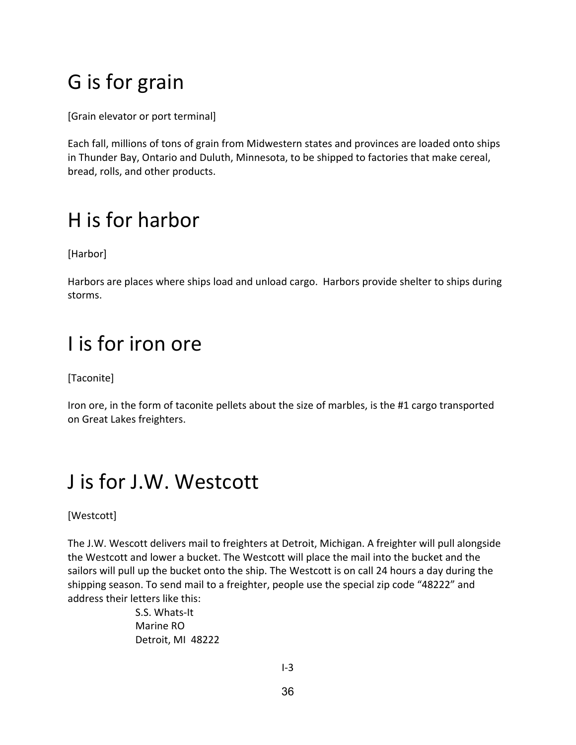# G is for grain

[Grain elevator or port terminal]

Each fall, millions of tons of grain from Midwestern states and provinces are loaded onto ships in Thunder Bay, Ontario and Duluth, Minnesota, to be shipped to factories that make cereal, bread, rolls, and other products.

# H is for harbor

[Harbor]

Harbors are places where ships load and unload cargo.  Harbors provide shelter to ships during storms.

# I is for iron ore

[Taconite]

Iron ore, in the form of taconite pellets about the size of marbles, is the #1 cargo transported on Great Lakes freighters.

# J is for J.W. Westcott

[Westcott]

The J.W. Wescott delivers mail to freighters at Detroit, Michigan. A freighter will pull alongside the Westcott and lower a bucket. The Westcott will place the mail into the bucket and the sailors will pull up the bucket onto the ship. The Westcott is on call 24 hours a day during the shipping season. To send mail to a freighter, people use the special zip code “48222” and address their letters like this:

S.S. Whats-It  
Marine RO  
Detroit, MI  48222

I-3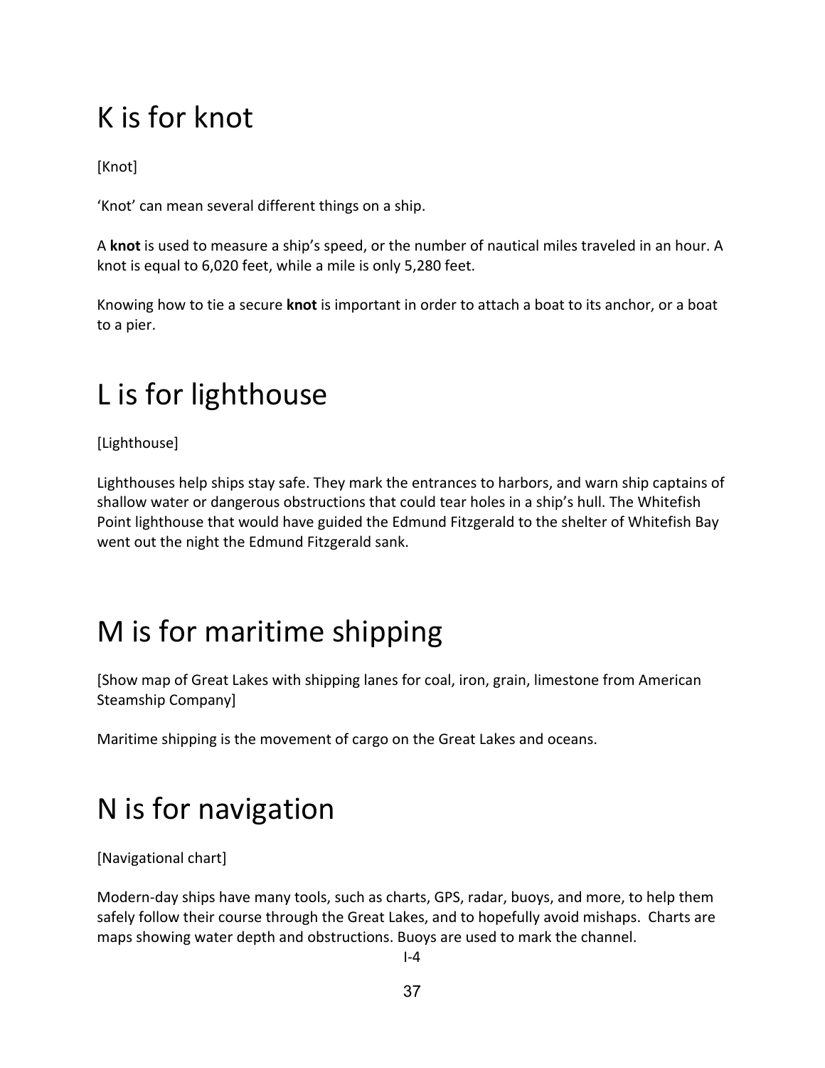# K is for knot

[Knot]

'Knot' can mean several different things on a ship.

A **knot** is used to measure a ship's speed, or the number of nautical miles traveled in an hour. A knot is equal to 6,020 feet, while a mile is only 5,280 feet.

Knowing how to tie a secure **knot** is important in order to attach a boat to its anchor, or a boat to a pier.

# L is for lighthouse

[Lighthouse]

Lighthouses help ships stay safe. They mark the entrances to harbors, and warn ship captains of shallow water or dangerous obstructions that could tear holes in a ship's hull. The Whitefish Point lighthouse that would have guided the Edmund Fitzgerald to the shelter of Whitefish Bay went out the night the Edmund Fitzgerald sank.

# M is for maritime shipping

[Show map of Great Lakes with shipping lanes for coal, iron, grain, limestone from American Steamship Company]

Maritime shipping is the movement of cargo on the Great Lakes and oceans.

# N is for navigation

[Navigational chart]

Modern-day ships have many tools, such as charts, GPS, radar, buoys, and more, to help them safely follow their course through the Great Lakes, and to hopefully avoid mishaps. Charts are maps showing water depth and obstructions. Buoys are used to mark the channel.

I-4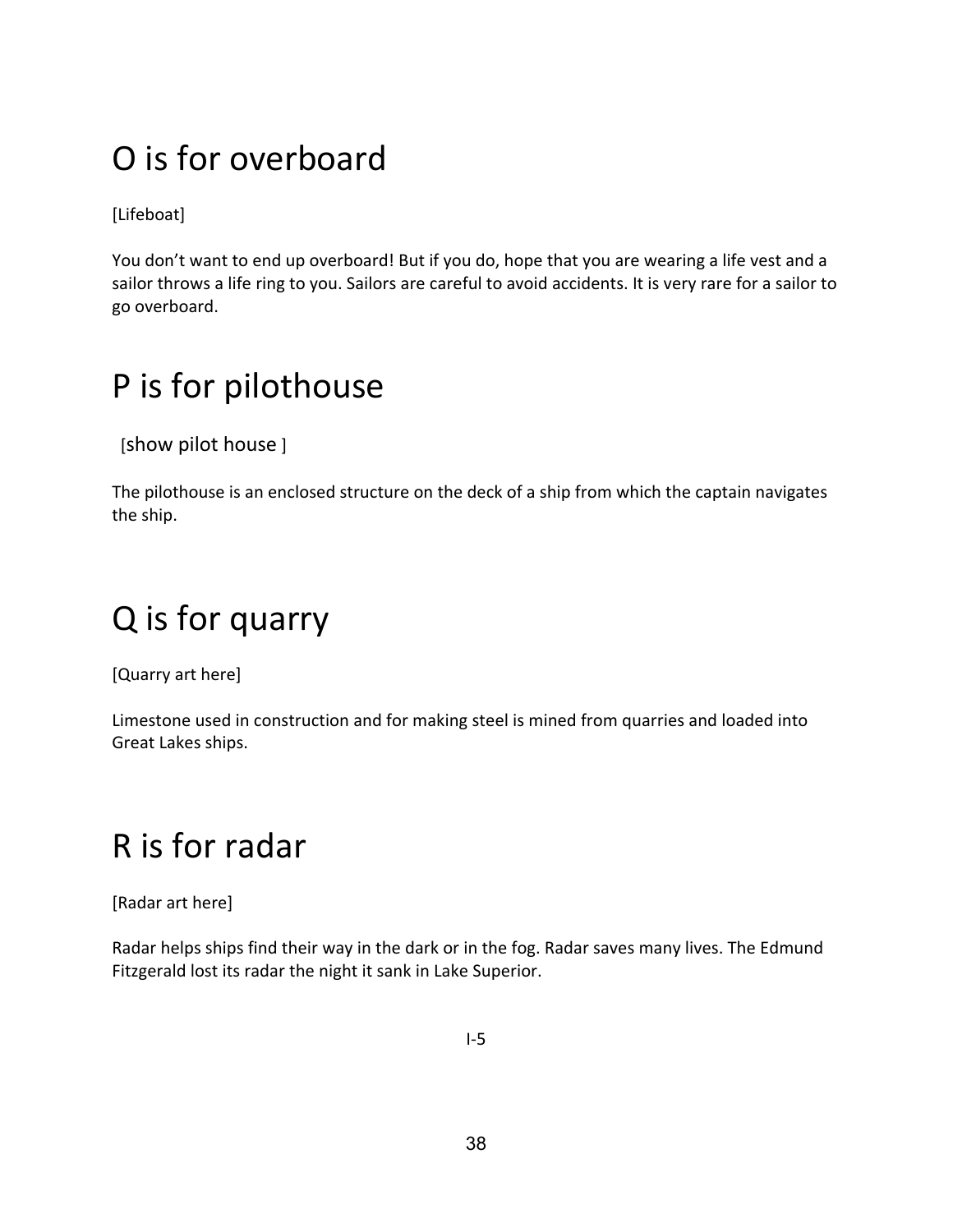# O is for overboard

[Lifeboat]

You don't want to end up overboard! But if you do, hope that you are wearing a life vest and a sailor throws a life ring to you. Sailors are careful to avoid accidents. It is very rare for a sailor to go overboard.

# P is for pilothouse

[show pilot house ]

The pilothouse is an enclosed structure on the deck of a ship from which the captain navigates the ship.

# Q is for quarry

[Quarry art here]

Limestone used in construction and for making steel is mined from quarries and loaded into Great Lakes ships.

# R is for radar

[Radar art here]

Radar helps ships find their way in the dark or in the fog. Radar saves many lives. The Edmund Fitzgerald lost its radar the night it sank in Lake Superior.

I-5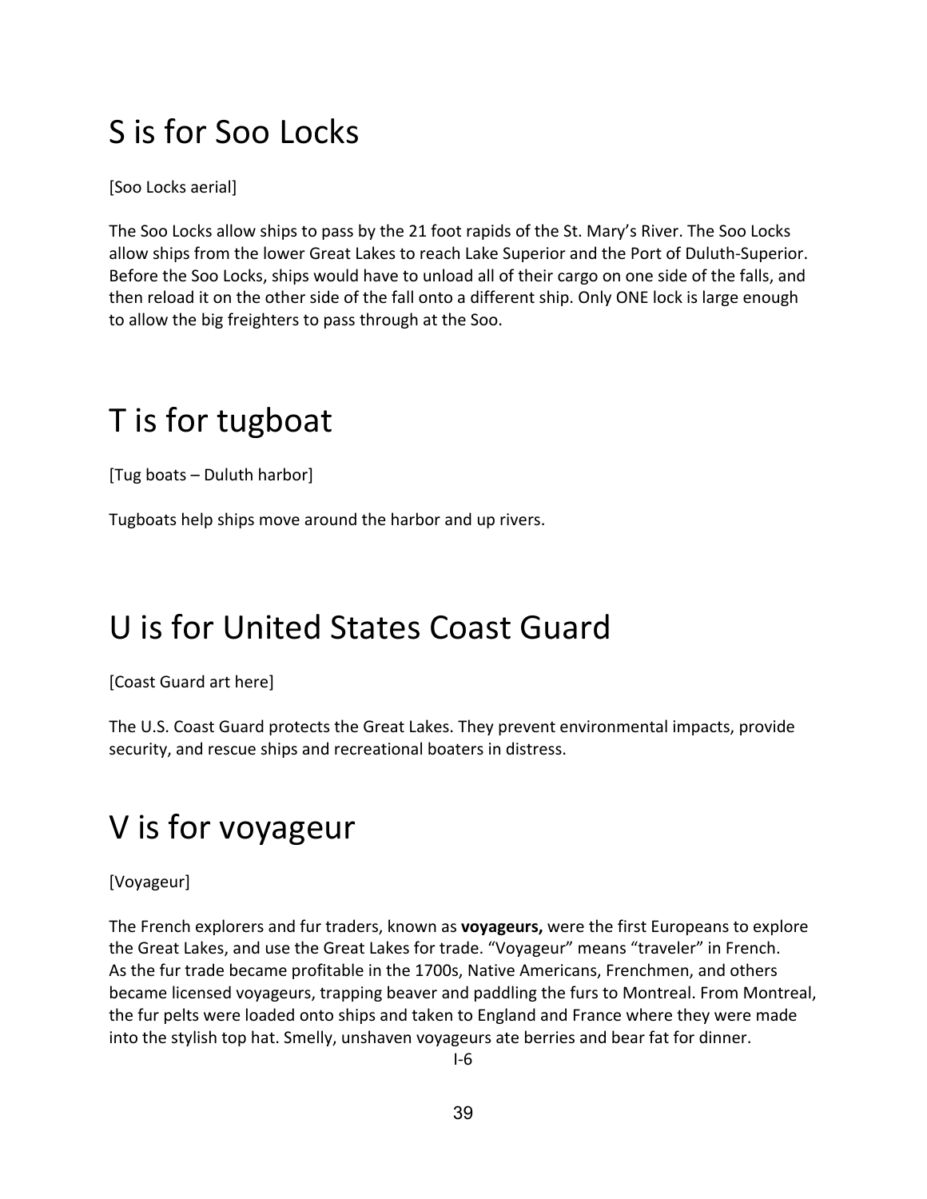# S is for Soo Locks

[Soo Locks aerial]

The Soo Locks allow ships to pass by the 21 foot rapids of the St. Mary's River. The Soo Locks allow ships from the lower Great Lakes to reach Lake Superior and the Port of Duluth-Superior. Before the Soo Locks, ships would have to unload all of their cargo on one side of the falls, and then reload it on the other side of the fall onto a different ship. Only ONE lock is large enough to allow the big freighters to pass through at the Soo.

# T is for tugboat

[Tug boats – Duluth harbor]

Tugboats help ships move around the harbor and up rivers.

# U is for United States Coast Guard

[Coast Guard art here]

The U.S. Coast Guard protects the Great Lakes. They prevent environmental impacts, provide security, and rescue ships and recreational boaters in distress.

# V is for voyageur

[Voyageur]

The French explorers and fur traders, known as **voyageurs,** were the first Europeans to explore the Great Lakes, and use the Great Lakes for trade. "Voyageur" means "traveler" in French. As the fur trade became profitable in the 1700s, Native Americans, Frenchmen, and others became licensed voyageurs, trapping beaver and paddling the furs to Montreal. From Montreal, the fur pelts were loaded onto ships and taken to England and France where they were made into the stylish top hat. Smelly, unshaven voyageurs ate berries and bear fat for dinner.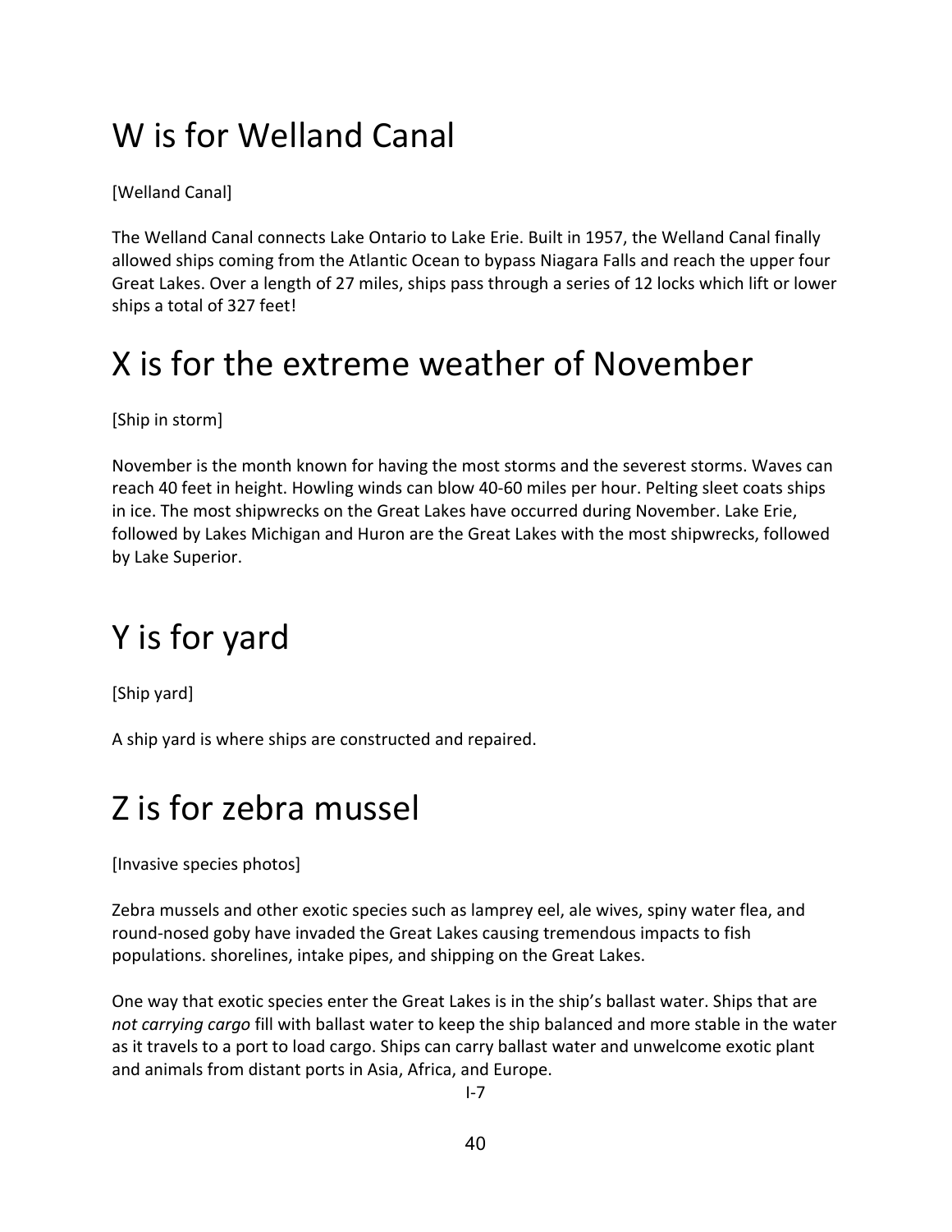# W is for Welland Canal

[Welland Canal]

The Welland Canal connects Lake Ontario to Lake Erie. Built in 1957, the Welland Canal finally allowed ships coming from the Atlantic Ocean to bypass Niagara Falls and reach the upper four Great Lakes. Over a length of 27 miles, ships pass through a series of 12 locks which lift or lower ships a total of 327 feet!

# X is for the extreme weather of November

[Ship in storm]

November is the month known for having the most storms and the severest storms. Waves can reach 40 feet in height. Howling winds can blow 40-60 miles per hour. Pelting sleet coats ships in ice. The most shipwrecks on the Great Lakes have occurred during November. Lake Erie, followed by Lakes Michigan and Huron are the Great Lakes with the most shipwrecks, followed by Lake Superior.

# Y is for yard

[Ship yard]

A ship yard is where ships are constructed and repaired.

# Z is for zebra mussel

[Invasive species photos]

Zebra mussels and other exotic species such as lamprey eel, ale wives, spiny water flea, and round-nosed goby have invaded the Great Lakes causing tremendous impacts to fish populations. shorelines, intake pipes, and shipping on the Great Lakes.

One way that exotic species enter the Great Lakes is in the ship's ballast water. Ships that are *not carrying cargo* fill with ballast water to keep the ship balanced and more stable in the water as it travels to a port to load cargo. Ships can carry ballast water and unwelcome exotic plant and animals from distant ports in Asia, Africa, and Europe.

I-7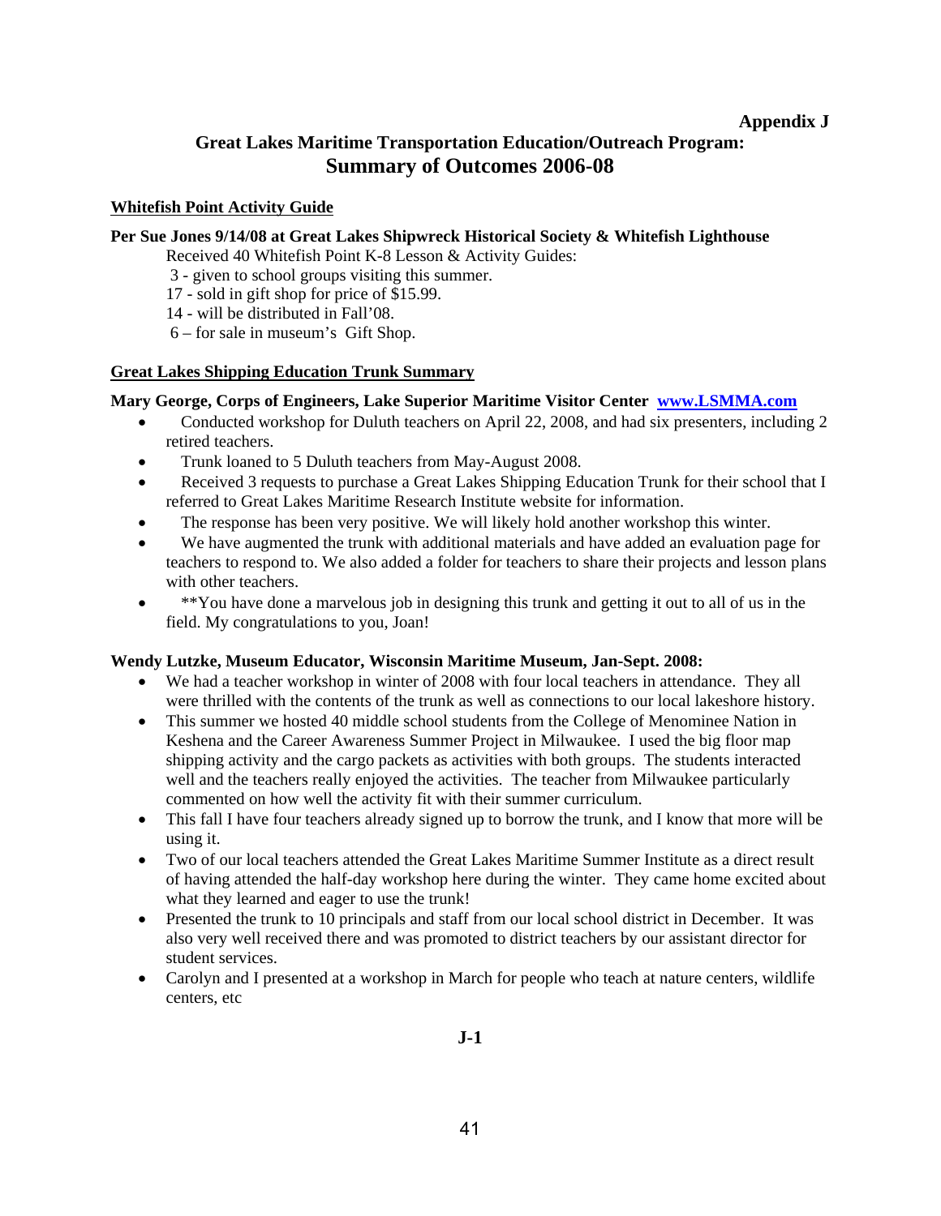**Appendix J**

## Great Lakes Maritime Transportation Education/Outreach Program: Summary of Outcomes 2006-08

### Whitefish Point Activity Guide

**Per Sue Jones 9/14/08 at Great Lakes Shipwreck Historical Society & Whitefish Lighthouse**

Received 40 Whitefish Point K-8 Lesson & Activity Guides:
3 - given to school groups visiting this summer.
17 - sold in gift shop for price of $15.99.
14 - will be distributed in Fall'08.
6 – for sale in museum's Gift Shop.

### Great Lakes Shipping Education Trunk Summary

**Mary George, Corps of Engineers, Lake Superior Maritime Visitor Center [www.LSMMA.com](http://www.LSMMA.com)**

- Conducted workshop for Duluth teachers on April 22, 2008, and had six presenters, including 2 retired teachers.
- Trunk loaned to 5 Duluth teachers from May-August 2008.
- Received 3 requests to purchase a Great Lakes Shipping Education Trunk for their school that I referred to Great Lakes Maritime Research Institute website for information.
- The response has been very positive. We will likely hold another workshop this winter.
- We have augmented the trunk with additional materials and have added an evaluation page for teachers to respond to. We also added a folder for teachers to share their projects and lesson plans with other teachers.
- **You have done a marvelous job in designing this trunk and getting it out to all of us in the field. My congratulations to you, Joan!

**Wendy Lutzke, Museum Educator, Wisconsin Maritime Museum, Jan-Sept. 2008:**

- We had a teacher workshop in winter of 2008 with four local teachers in attendance. They all were thrilled with the contents of the trunk as well as connections to our local lakeshore history.
- This summer we hosted 40 middle school students from the College of Menominee Nation in Keshena and the Career Awareness Summer Project in Milwaukee. I used the big floor map shipping activity and the cargo packets as activities with both groups. The students interacted well and the teachers really enjoyed the activities. The teacher from Milwaukee particularly commented on how well the activity fit with their summer curriculum.
- This fall I have four teachers already signed up to borrow the trunk, and I know that more will be using it.
- Two of our local teachers attended the Great Lakes Maritime Summer Institute as a direct result of having attended the half-day workshop here during the winter. They came home excited about what they learned and eager to use the trunk!
- Presented the trunk to 10 principals and staff from our local school district in December. It was also very well received there and was promoted to district teachers by our assistant director for student services.
- Carolyn and I presented at a workshop in March for people who teach at nature centers, wildlife centers, etc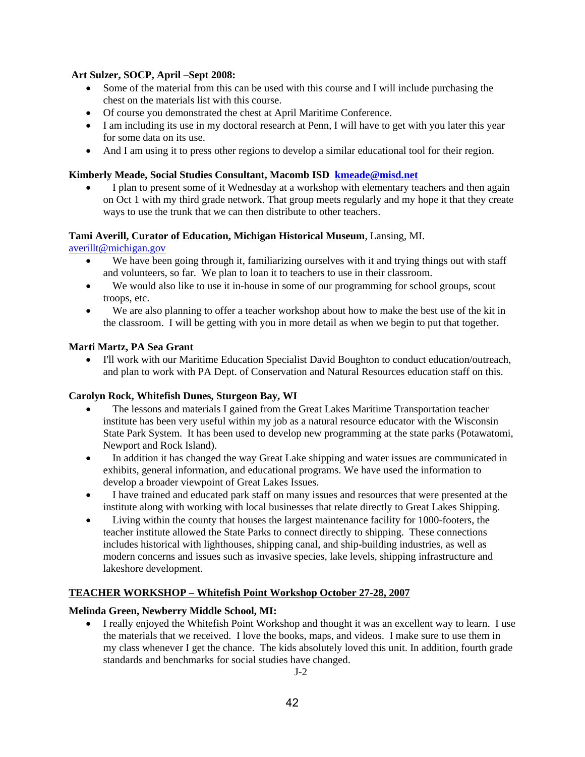**Art Sulzer, SOCP, April –Sept 2008:**

- Some of the material from this can be used with this course and I will include purchasing the chest on the materials list with this course.
- Of course you demonstrated the chest at April Maritime Conference.
- I am including its use in my doctoral research at Penn, I will have to get with you later this year for some data on its use.
- And I am using it to press other regions to develop a similar educational tool for their region.

**Kimberly Meade, Social Studies Consultant, Macomb ISD kmeade@misd.net**

- I plan to present some of it Wednesday at a workshop with elementary teachers and then again on Oct 1 with my third grade network. That group meets regularly and my hope it that they create ways to use the trunk that we can then distribute to other teachers.

**Tami Averill, Curator of Education, Michigan Historical Museum**, Lansing, MI. averillt@michigan.gov

- We have been going through it, familiarizing ourselves with it and trying things out with staff and volunteers, so far. We plan to loan it to teachers to use in their classroom.
- We would also like to use it in-house in some of our programming for school groups, scout troops, etc.
- We are also planning to offer a teacher workshop about how to make the best use of the kit in the classroom. I will be getting with you in more detail as when we begin to put that together.

**Marti Martz, PA Sea Grant**

- I'll work with our Maritime Education Specialist David Boughton to conduct education/outreach, and plan to work with PA Dept. of Conservation and Natural Resources education staff on this.

**Carolyn Rock, Whitefish Dunes, Sturgeon Bay, WI**

- The lessons and materials I gained from the Great Lakes Maritime Transportation teacher institute has been very useful within my job as a natural resource educator with the Wisconsin State Park System. It has been used to develop new programming at the state parks (Potawatomi, Newport and Rock Island).
- In addition it has changed the way Great Lake shipping and water issues are communicated in exhibits, general information, and educational programs. We have used the information to develop a broader viewpoint of Great Lakes Issues.
- I have trained and educated park staff on many issues and resources that were presented at the institute along with working with local businesses that relate directly to Great Lakes Shipping.
- Living within the county that houses the largest maintenance facility for 1000-footers, the teacher institute allowed the State Parks to connect directly to shipping. These connections includes historical with lighthouses, shipping canal, and ship-building industries, as well as modern concerns and issues such as invasive species, lake levels, shipping infrastructure and lakeshore development.

**TEACHER WORKSHOP – Whitefish Point Workshop October 27-28, 2007**

**Melinda Green, Newberry Middle School, MI:**

- I really enjoyed the Whitefish Point Workshop and thought it was an excellent way to learn. I use the materials that we received. I love the books, maps, and videos. I make sure to use them in my class whenever I get the chance. The kids absolutely loved this unit. In addition, fourth grade standards and benchmarks for social studies have changed.

J-2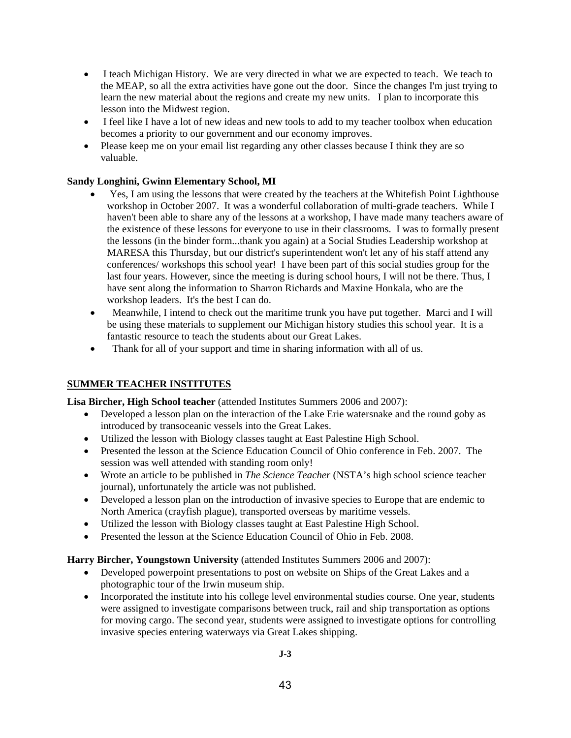- I teach Michigan History. We are very directed in what we are expected to teach. We teach to the MEAP, so all the extra activities have gone out the door. Since the changes I'm just trying to learn the new material about the regions and create my new units. I plan to incorporate this lesson into the Midwest region.
- I feel like I have a lot of new ideas and new tools to add to my teacher toolbox when education becomes a priority to our government and our economy improves.
- Please keep me on your email list regarding any other classes because I think they are so valuable.

**Sandy Longhini, Gwinn Elementary School, MI**

- Yes, I am using the lessons that were created by the teachers at the Whitefish Point Lighthouse workshop in October 2007. It was a wonderful collaboration of multi-grade teachers. While I haven't been able to share any of the lessons at a workshop, I have made many teachers aware of the existence of these lessons for everyone to use in their classrooms. I was to formally present the lessons (in the binder form...thank you again) at a Social Studies Leadership workshop at MARESA this Thursday, but our district's superintendent won't let any of his staff attend any conferences/ workshops this school year! I have been part of this social studies group for the last four years. However, since the meeting is during school hours, I will not be there. Thus, I have sent along the information to Sharron Richards and Maxine Honkala, who are the workshop leaders. It's the best I can do.
- Meanwhile, I intend to check out the maritime trunk you have put together. Marci and I will be using these materials to supplement our Michigan history studies this school year. It is a fantastic resource to teach the students about our Great Lakes.
- Thank for all of your support and time in sharing information with all of us.

## SUMMER TEACHER INSTITUTES

**Lisa Bircher, High School teacher** (attended Institutes Summers 2006 and 2007):

- Developed a lesson plan on the interaction of the Lake Erie watersnake and the round goby as introduced by transoceanic vessels into the Great Lakes.
- Utilized the lesson with Biology classes taught at East Palestine High School.
- Presented the lesson at the Science Education Council of Ohio conference in Feb. 2007. The session was well attended with standing room only!
- Wrote an article to be published in *The Science Teacher* (NSTA's high school science teacher journal), unfortunately the article was not published.
- Developed a lesson plan on the introduction of invasive species to Europe that are endemic to North America (crayfish plague), transported overseas by maritime vessels.
- Utilized the lesson with Biology classes taught at East Palestine High School.
- Presented the lesson at the Science Education Council of Ohio in Feb. 2008.

**Harry Bircher, Youngstown University** (attended Institutes Summers 2006 and 2007):

- Developed powerpoint presentations to post on website on Ships of the Great Lakes and a photographic tour of the Irwin museum ship.
- Incorporated the institute into his college level environmental studies course. One year, students were assigned to investigate comparisons between truck, rail and ship transportation as options for moving cargo. The second year, students were assigned to investigate options for controlling invasive species entering waterways via Great Lakes shipping.

J-3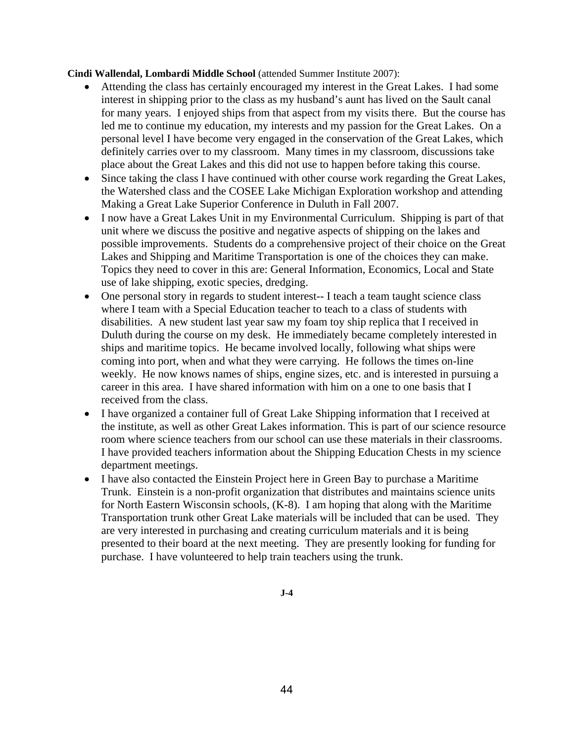**Cindi Wallendal, Lombardi Middle School** (attended Summer Institute 2007):

- Attending the class has certainly encouraged my interest in the Great Lakes. I had some interest in shipping prior to the class as my husband's aunt has lived on the Sault canal for many years. I enjoyed ships from that aspect from my visits there. But the course has led me to continue my education, my interests and my passion for the Great Lakes. On a personal level I have become very engaged in the conservation of the Great Lakes, which definitely carries over to my classroom. Many times in my classroom, discussions take place about the Great Lakes and this did not use to happen before taking this course.
- Since taking the class I have continued with other course work regarding the Great Lakes, the Watershed class and the COSEE Lake Michigan Exploration workshop and attending Making a Great Lake Superior Conference in Duluth in Fall 2007.
- I now have a Great Lakes Unit in my Environmental Curriculum. Shipping is part of that unit where we discuss the positive and negative aspects of shipping on the lakes and possible improvements. Students do a comprehensive project of their choice on the Great Lakes and Shipping and Maritime Transportation is one of the choices they can make. Topics they need to cover in this are: General Information, Economics, Local and State use of lake shipping, exotic species, dredging.
- One personal story in regards to student interest-- I teach a team taught science class where I team with a Special Education teacher to teach to a class of students with disabilities. A new student last year saw my foam toy ship replica that I received in Duluth during the course on my desk. He immediately became completely interested in ships and maritime topics. He became involved locally, following what ships were coming into port, when and what they were carrying. He follows the times on-line weekly. He now knows names of ships, engine sizes, etc. and is interested in pursuing a career in this area. I have shared information with him on a one to one basis that I received from the class.
- I have organized a container full of Great Lake Shipping information that I received at the institute, as well as other Great Lakes information. This is part of our science resource room where science teachers from our school can use these materials in their classrooms. I have provided teachers information about the Shipping Education Chests in my science department meetings.
- I have also contacted the Einstein Project here in Green Bay to purchase a Maritime Trunk. Einstein is a non-profit organization that distributes and maintains science units for North Eastern Wisconsin schools, (K-8). I am hoping that along with the Maritime Transportation trunk other Great Lake materials will be included that can be used. They are very interested in purchasing and creating curriculum materials and it is being presented to their board at the next meeting. They are presently looking for funding for purchase. I have volunteered to help train teachers using the trunk.

**J-4**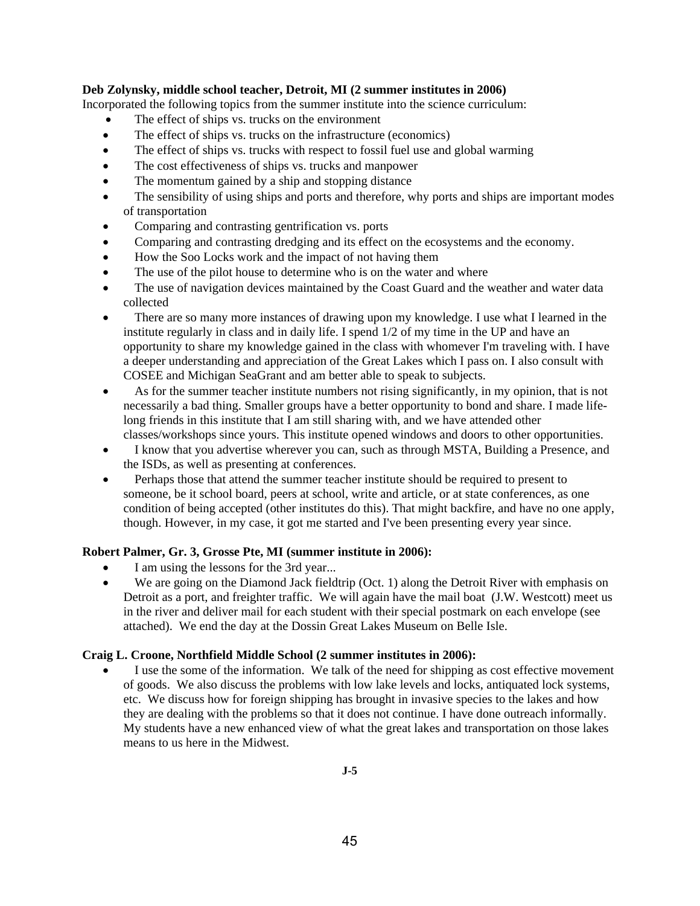**Deb Zolynsky, middle school teacher, Detroit, MI (2 summer institutes in 2006)**

Incorporated the following topics from the summer institute into the science curriculum:

- The effect of ships vs. trucks on the environment
- The effect of ships vs. trucks on the infrastructure (economics)
- The effect of ships vs. trucks with respect to fossil fuel use and global warming
- The cost effectiveness of ships vs. trucks and manpower
- The momentum gained by a ship and stopping distance
- The sensibility of using ships and ports and therefore, why ports and ships are important modes of transportation
- Comparing and contrasting gentrification vs. ports
- Comparing and contrasting dredging and its effect on the ecosystems and the economy.
- How the Soo Locks work and the impact of not having them
- The use of the pilot house to determine who is on the water and where
- The use of navigation devices maintained by the Coast Guard and the weather and water data collected
- There are so many more instances of drawing upon my knowledge. I use what I learned in the institute regularly in class and in daily life. I spend 1/2 of my time in the UP and have an opportunity to share my knowledge gained in the class with whomever I'm traveling with. I have a deeper understanding and appreciation of the Great Lakes which I pass on. I also consult with COSEE and Michigan SeaGrant and am better able to speak to subjects.
- As for the summer teacher institute numbers not rising significantly, in my opinion, that is not necessarily a bad thing. Smaller groups have a better opportunity to bond and share. I made life-long friends in this institute that I am still sharing with, and we have attended other classes/workshops since yours. This institute opened windows and doors to other opportunities.
- I know that you advertise wherever you can, such as through MSTA, Building a Presence, and the ISDs, as well as presenting at conferences.
- Perhaps those that attend the summer teacher institute should be required to present to someone, be it school board, peers at school, write and article, or at state conferences, as one condition of being accepted (other institutes do this). That might backfire, and have no one apply, though. However, in my case, it got me started and I've been presenting every year since.

**Robert Palmer, Gr. 3, Grosse Pte, MI (summer institute in 2006):**

- I am using the lessons for the 3rd year...
- We are going on the Diamond Jack fieldtrip (Oct. 1) along the Detroit River with emphasis on Detroit as a port, and freighter traffic. We will again have the mail boat (J.W. Westcott) meet us in the river and deliver mail for each student with their special postmark on each envelope (see attached). We end the day at the Dossin Great Lakes Museum on Belle Isle.

**Craig L. Croone, Northfield Middle School (2 summer institutes in 2006):**

- I use the some of the information. We talk of the need for shipping as cost effective movement of goods. We also discuss the problems with low lake levels and locks, antiquated lock systems, etc. We discuss how for foreign shipping has brought in invasive species to the lakes and how they are dealing with the problems so that it does not continue. I have done outreach informally. My students have a new enhanced view of what the great lakes and transportation on those lakes means to us here in the Midwest.

J-5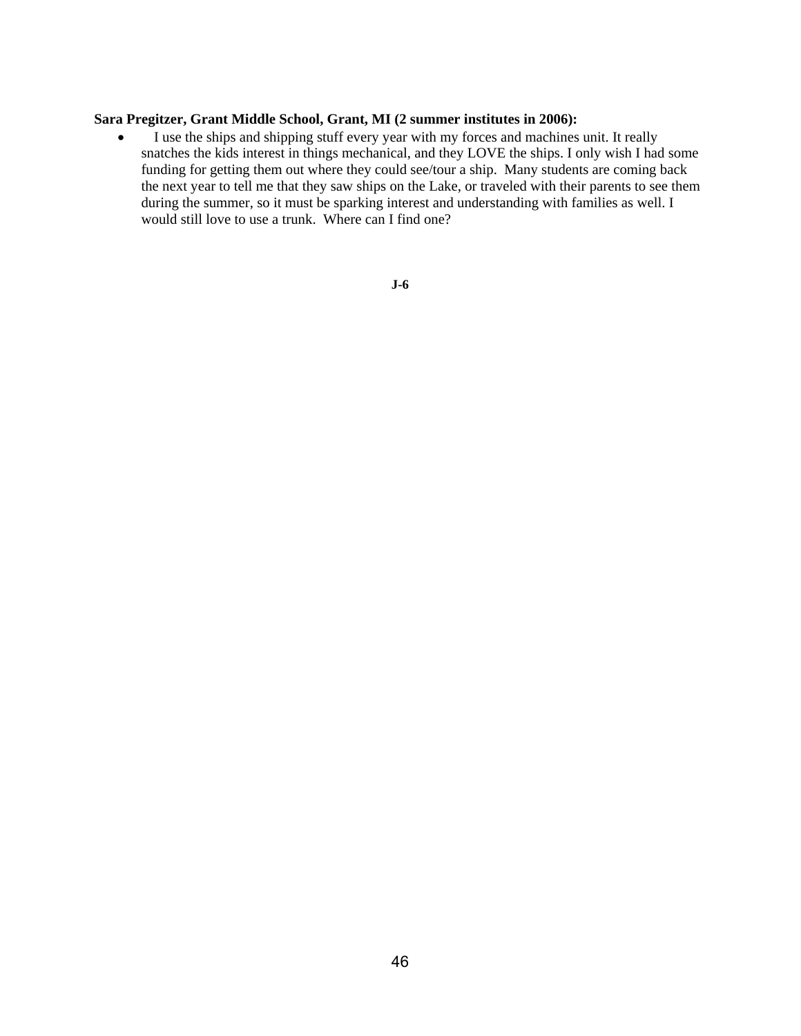**Sara Pregitzer, Grant Middle School, Grant, MI (2 summer institutes in 2006):**

- I use the ships and shipping stuff every year with my forces and machines unit. It really snatches the kids interest in things mechanical, and they LOVE the ships. I only wish I had some funding for getting them out where they could see/tour a ship. Many students are coming back the next year to tell me that they saw ships on the Lake, or traveled with their parents to see them during the summer, so it must be sparking interest and understanding with families as well. I would still love to use a trunk. Where can I find one?

**J-6**